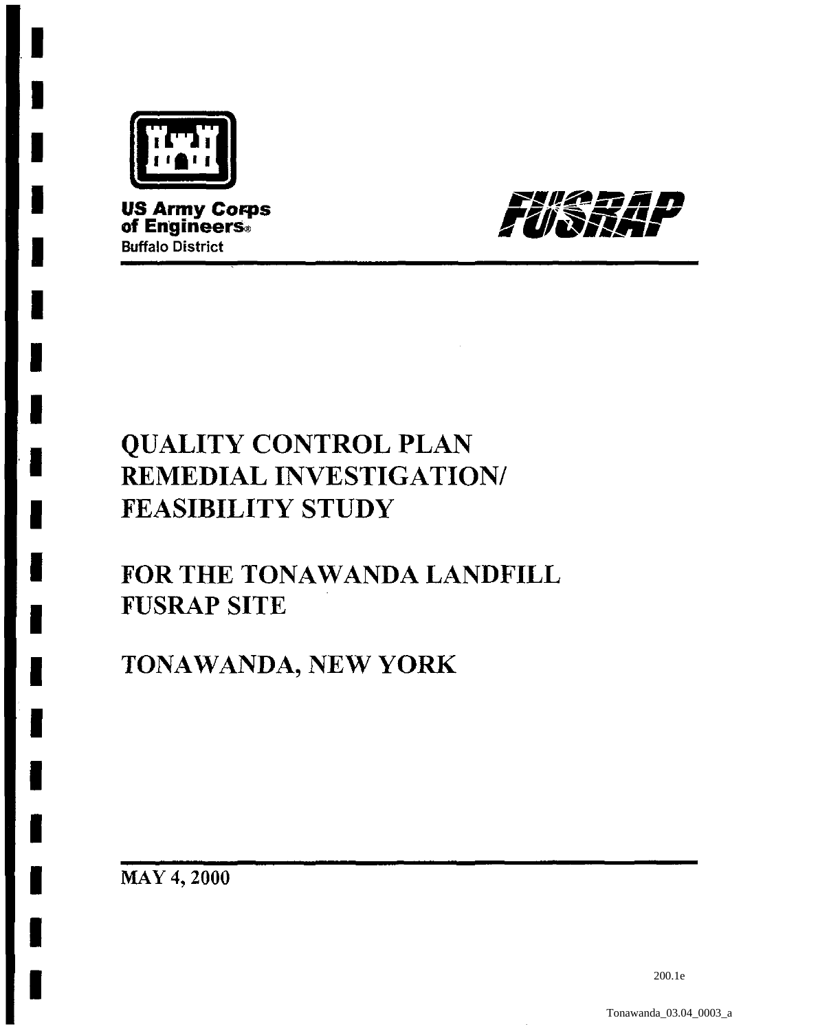US Army Corps of Engineers®
Buffalo District

FUSRAP

# QUALITY CONTROL PLAN REMEDIAL INVESTIGATION/ FEASIBILITY STUDY

# FOR THE TONAWANDA LANDFILL FUSRAP SITE

# TONAWANDA, NEW YORK

MAY 4, 2000

200.1e

Tonawanda_03.04_0003_a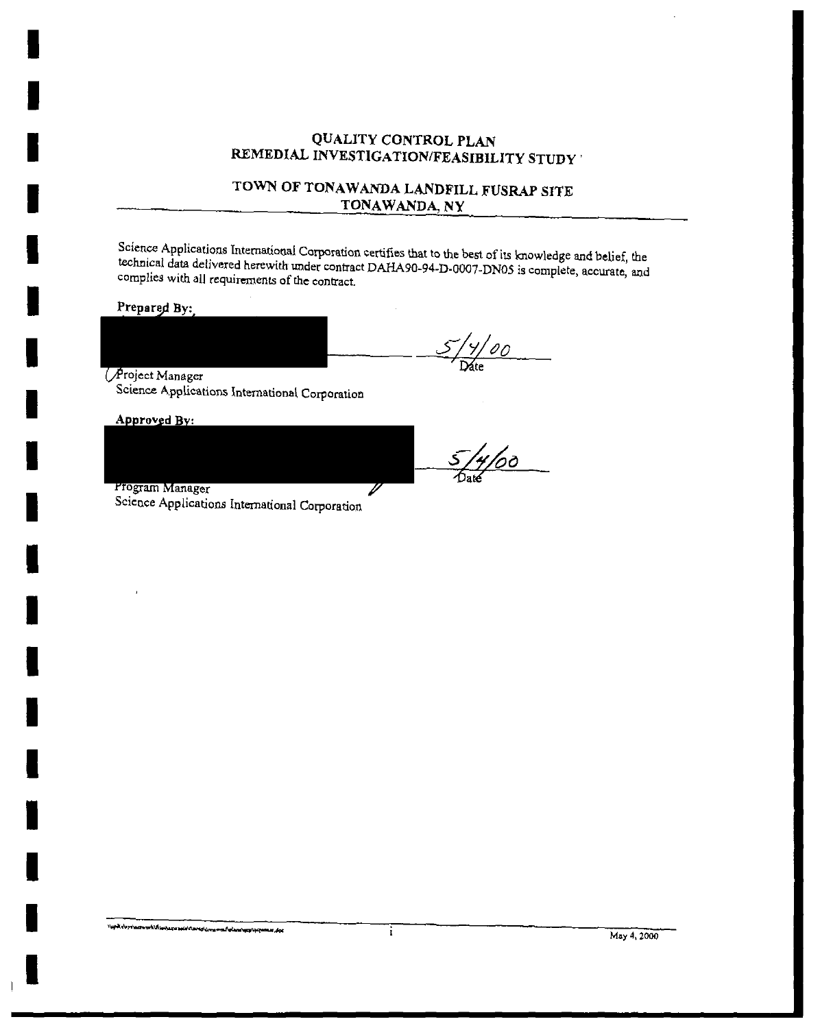# QUALITY CONTROL PLAN
# REMEDIAL INVESTIGATION/FEASIBILITY STUDY

## TOWN OF TONAWANDA LANDFILL FUSRAP SITE
## TONAWANDA, NY

Science Applications International Corporation certifies that to the best of its knowledge and belief, the technical data delivered herewith under contract DAHA90-94-D-0007-DN05 is complete, accurate, and complies with all requirements of the contract.

**Prepared By:**

Project Manager
Science Applications International Corporation

5/4/00
Date

**Approved By:**

Program Manager
Science Applications International Corporation

5/4/00
Date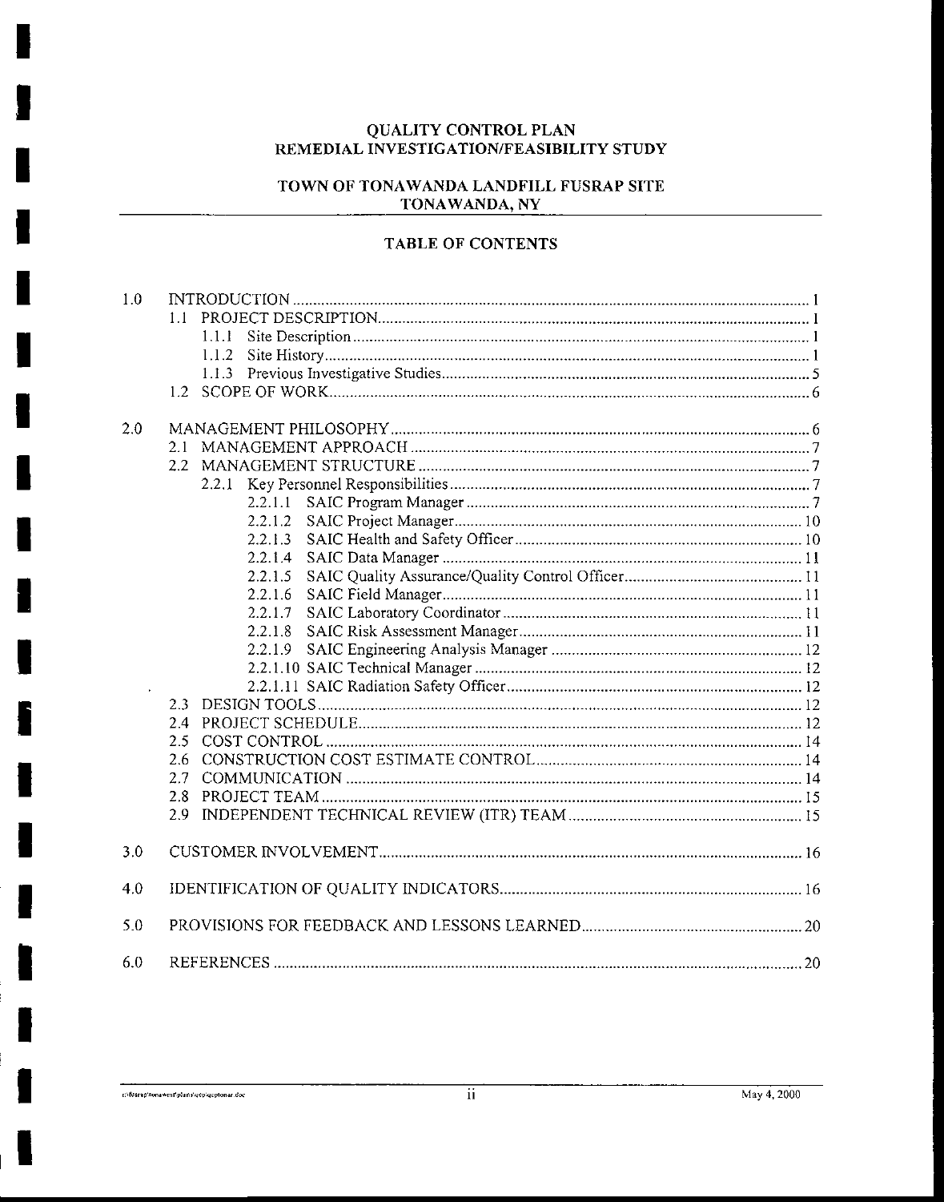# QUALITY CONTROL PLAN
# REMEDIAL INVESTIGATION/FEASIBILITY STUDY

## TOWN OF TONAWANDA LANDFILL FUSRAP SITE
## TONAWANDA, NY

### TABLE OF CONTENTS

1.0 INTRODUCTION ..... 1
- 1.1 PROJECT DESCRIPTION ..... 1
  - 1.1.1 Site Description ..... 1
  - 1.1.2 Site History ..... 1
  - 1.1.3 Previous Investigative Studies ..... 5
- 1.2 SCOPE OF WORK ..... 6

2.0 MANAGEMENT PHILOSOPHY ..... 6
- 2.1 MANAGEMENT APPROACH ..... 7
- 2.2 MANAGEMENT STRUCTURE ..... 7
  - 2.2.1 Key Personnel Responsibilities ..... 7
    - 2.2.1.1 SAIC Program Manager ..... 7
    - 2.2.1.2 SAIC Project Manager ..... 10
    - 2.2.1.3 SAIC Health and Safety Officer ..... 10
    - 2.2.1.4 SAIC Data Manager ..... 11
    - 2.2.1.5 SAIC Quality Assurance/Quality Control Officer ..... 11
    - 2.2.1.6 SAIC Field Manager ..... 11
    - 2.2.1.7 SAIC Laboratory Coordinator ..... 11
    - 2.2.1.8 SAIC Risk Assessment Manager ..... 11
    - 2.2.1.9 SAIC Engineering Analysis Manager ..... 12
    - 2.2.1.10 SAIC Technical Manager ..... 12
    - 2.2.1.11 SAIC Radiation Safety Officer ..... 12
- 2.3 DESIGN TOOLS ..... 12
- 2.4 PROJECT SCHEDULE ..... 12
- 2.5 COST CONTROL ..... 14
- 2.6 CONSTRUCTION COST ESTIMATE CONTROL ..... 14
- 2.7 COMMUNICATION ..... 14
- 2.8 PROJECT TEAM ..... 15
- 2.9 INDEPENDENT TECHNICAL REVIEW (ITR) TEAM ..... 15

3.0 CUSTOMER INVOLVEMENT ..... 16

4.0 IDENTIFICATION OF QUALITY INDICATORS ..... 16

5.0 PROVISIONS FOR FEEDBACK AND LESSONS LEARNED ..... 20

6.0 REFERENCES ..... 20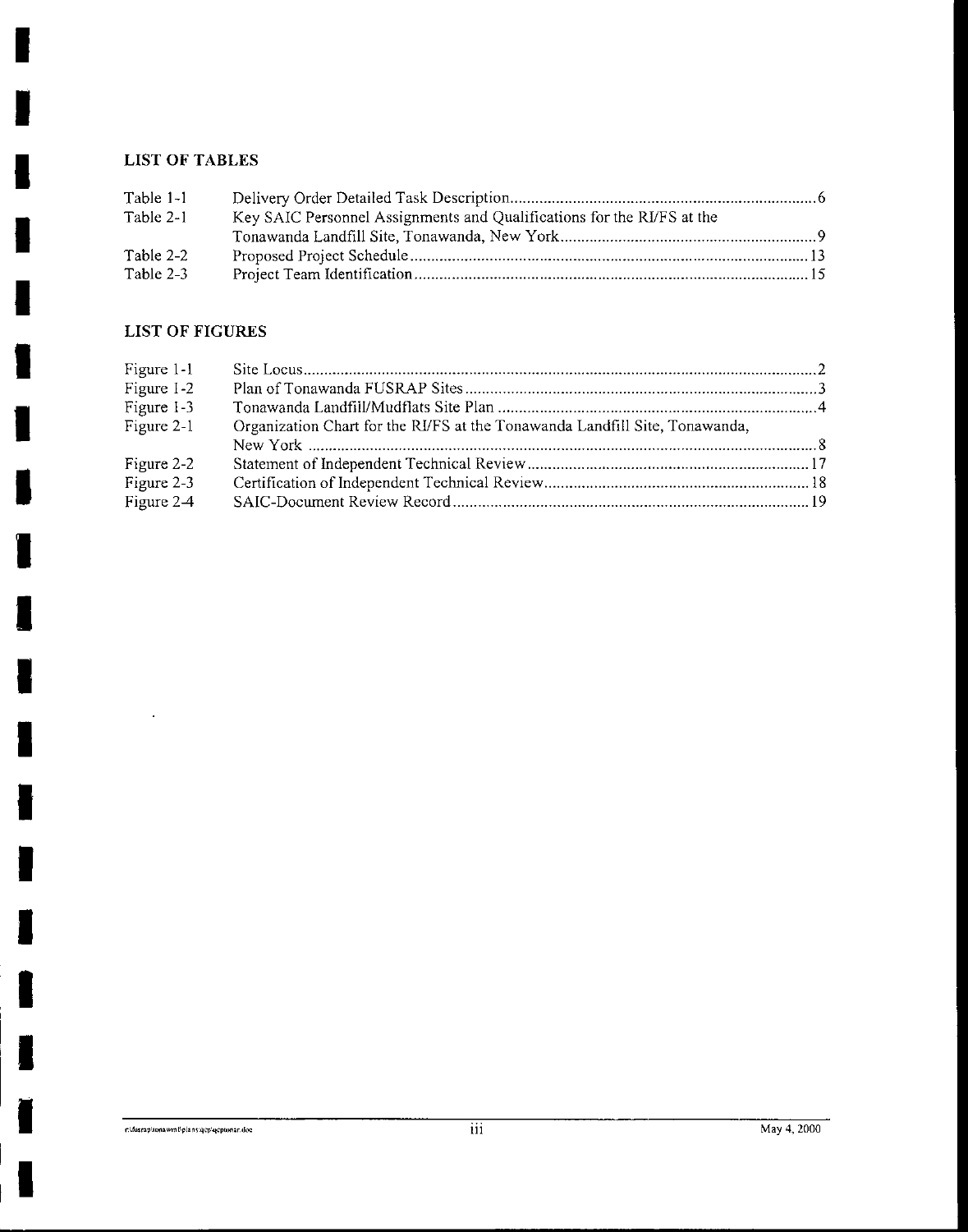## LIST OF TABLES

| | | |
|---|---|---|
| Table 1-1 | Delivery Order Detailed Task Description | 6 |
| Table 2-1 | Key SAIC Personnel Assignments and Qualifications for the RI/FS at the Tonawanda Landfill Site, Tonawanda, New York | 9 |
| Table 2-2 | Proposed Project Schedule | 13 |
| Table 2-3 | Project Team Identification | 15 |

## LIST OF FIGURES

| | | |
|---|---|---|
| Figure 1-1 | Site Locus | 2 |
| Figure 1-2 | Plan of Tonawanda FUSRAP Sites | 3 |
| Figure 1-3 | Tonawanda Landfill/Mudflats Site Plan | 4 |
| Figure 2-1 | Organization Chart for the RI/FS at the Tonawanda Landfill Site, Tonawanda, New York | 8 |
| Figure 2-2 | Statement of Independent Technical Review | 17 |
| Figure 2-3 | Certification of Independent Technical Review | 18 |
| Figure 2-4 | SAIC-Document Review Record | 19 |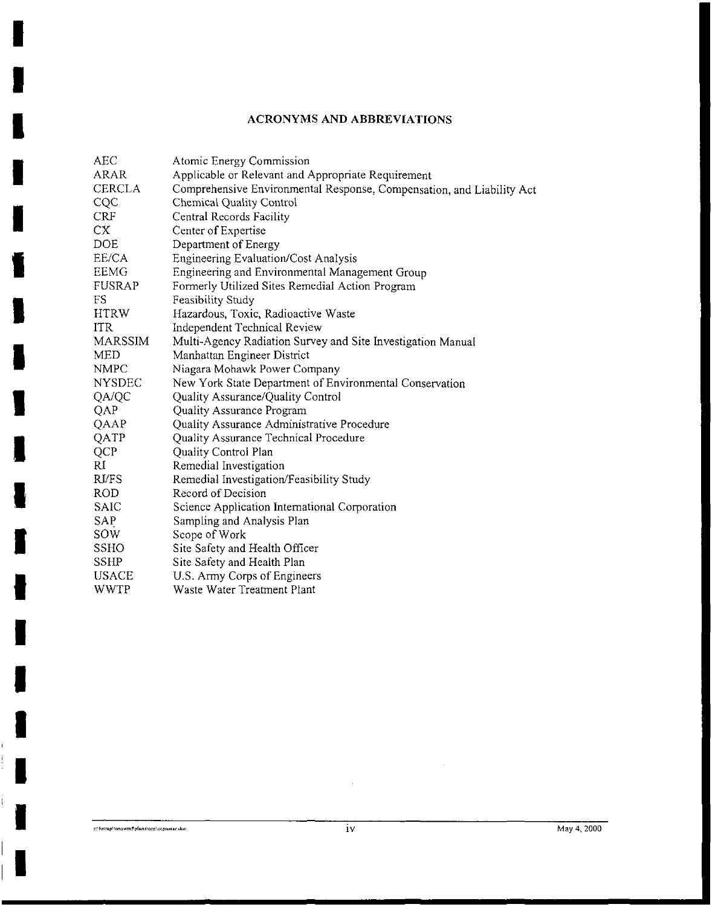## ACRONYMS AND ABBREVIATIONS

| | |
|---|---|
| AEC | Atomic Energy Commission |
| ARAR | Applicable or Relevant and Appropriate Requirement |
| CERCLA | Comprehensive Environmental Response, Compensation, and Liability Act |
| CQC | Chemical Quality Control |
| CRF | Central Records Facility |
| CX | Center of Expertise |
| DOE | Department of Energy |
| EE/CA | Engineering Evaluation/Cost Analysis |
| EEMG | Engineering and Environmental Management Group |
| FUSRAP | Formerly Utilized Sites Remedial Action Program |
| FS | Feasibility Study |
| HTRW | Hazardous, Toxic, Radioactive Waste |
| ITR | Independent Technical Review |
| MARSSIM | Multi-Agency Radiation Survey and Site Investigation Manual |
| MED | Manhattan Engineer District |
| NMPC | Niagara Mohawk Power Company |
| NYSDEC | New York State Department of Environmental Conservation |
| QA/QC | Quality Assurance/Quality Control |
| QAP | Quality Assurance Program |
| QAAP | Quality Assurance Administrative Procedure |
| QATP | Quality Assurance Technical Procedure |
| QCP | Quality Control Plan |
| RI | Remedial Investigation |
| RI/FS | Remedial Investigation/Feasibility Study |
| ROD | Record of Decision |
| SAIC | Science Application International Corporation |
| SAP | Sampling and Analysis Plan |
| SOW | Scope of Work |
| SSHO | Site Safety and Health Officer |
| SSHP | Site Safety and Health Plan |
| USACE | U.S. Army Corps of Engineers |
| WWTP | Waste Water Treatment Plant |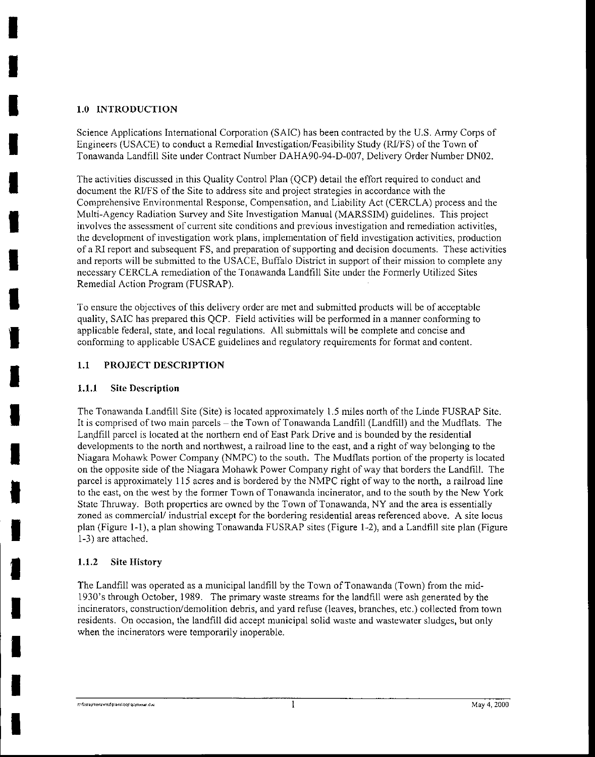## 1.0 INTRODUCTION

Science Applications International Corporation (SAIC) has been contracted by the U.S. Army Corps of Engineers (USACE) to conduct a Remedial Investigation/Feasibility Study (RI/FS) of the Town of Tonawanda Landfill Site under Contract Number DAHA90-94-D-007, Delivery Order Number DN02.

The activities discussed in this Quality Control Plan (QCP) detail the effort required to conduct and document the RI/FS of the Site to address site and project strategies in accordance with the Comprehensive Environmental Response, Compensation, and Liability Act (CERCLA) process and the Multi-Agency Radiation Survey and Site Investigation Manual (MARSSIM) guidelines. This project involves the assessment of current site conditions and previous investigation and remediation activities, the development of investigation work plans, implementation of field investigation activities, production of a RI report and subsequent FS, and preparation of supporting and decision documents. These activities and reports will be submitted to the USACE, Buffalo District in support of their mission to complete any necessary CERCLA remediation of the Tonawanda Landfill Site under the Formerly Utilized Sites Remedial Action Program (FUSRAP).

To ensure the objectives of this delivery order are met and submitted products will be of acceptable quality, SAIC has prepared this QCP. Field activities will be performed in a manner conforming to applicable federal, state, and local regulations. All submittals will be complete and concise and conforming to applicable USACE guidelines and regulatory requirements for format and content.

### 1.1 PROJECT DESCRIPTION

#### 1.1.1 Site Description

The Tonawanda Landfill Site (Site) is located approximately 1.5 miles north of the Linde FUSRAP Site. It is comprised of two main parcels – the Town of Tonawanda Landfill (Landfill) and the Mudflats. The Landfill parcel is located at the northern end of East Park Drive and is bounded by the residential developments to the north and northwest, a railroad line to the east, and a right of way belonging to the Niagara Mohawk Power Company (NMPC) to the south. The Mudflats portion of the property is located on the opposite side of the Niagara Mohawk Power Company right of way that borders the Landfill. The parcel is approximately 115 acres and is bordered by the NMPC right of way to the north, a railroad line to the east, on the west by the former Town of Tonawanda incinerator, and to the south by the New York State Thruway. Both properties are owned by the Town of Tonawanda, NY and the area is essentially zoned as commercial/ industrial except for the bordering residential areas referenced above. A site locus plan (Figure 1-1), a plan showing Tonawanda FUSRAP sites (Figure 1-2), and a Landfill site plan (Figure 1-3) are attached.

#### 1.1.2 Site History

The Landfill was operated as a municipal landfill by the Town of Tonawanda (Town) from the mid-1930's through October, 1989. The primary waste streams for the landfill were ash generated by the incinerators, construction/demolition debris, and yard refuse (leaves, branches, etc.) collected from town residents. On occasion, the landfill did accept municipal solid waste and wastewater sludges, but only when the incinerators were temporarily inoperable.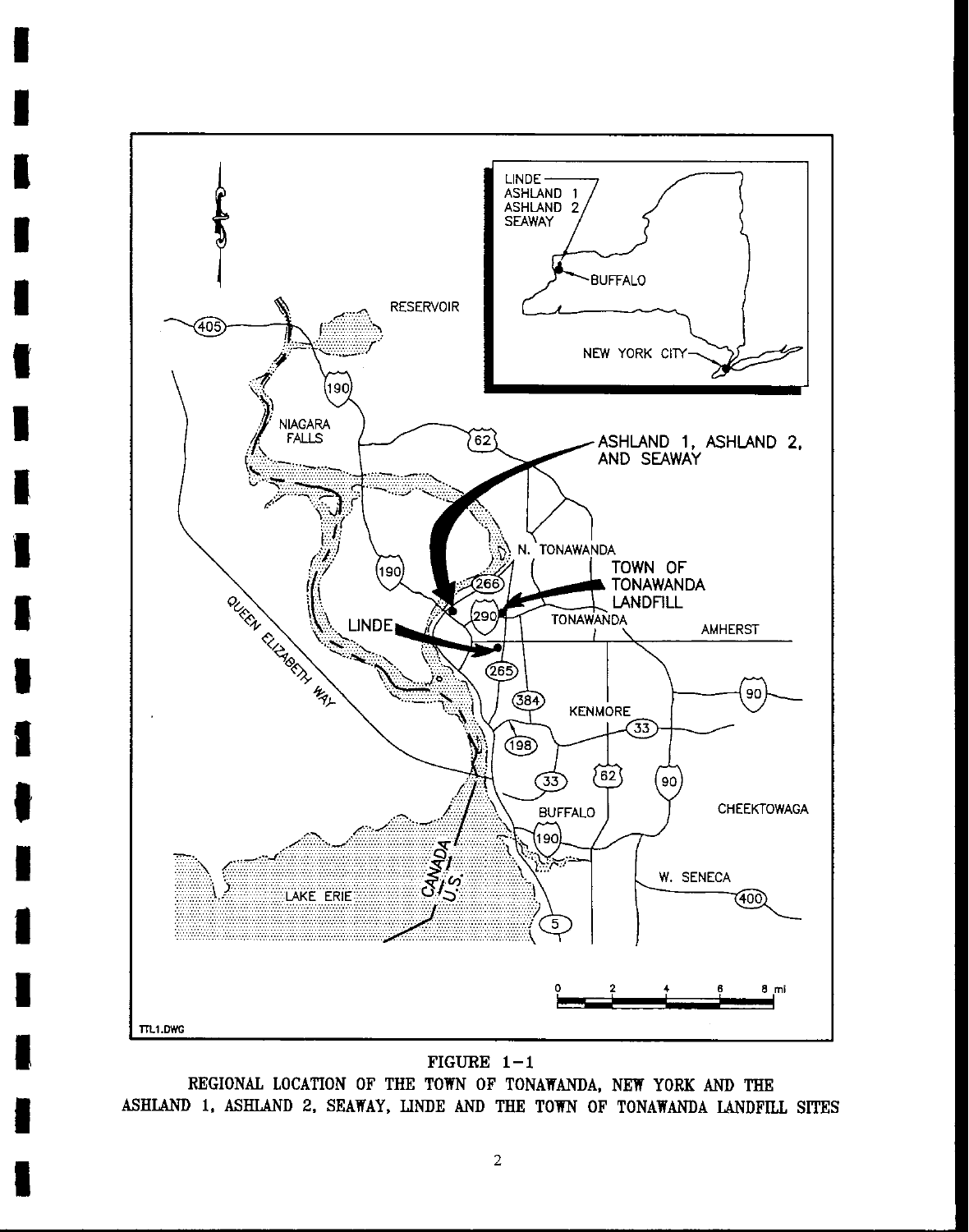LINDE
ASHLAND 1
ASHLAND 2
SEAWAY
BUFFALO
NEW YORK CITY
RESERVOIR
405
190
NIAGARA FALLS
62
ASHLAND 1, ASHLAND 2, AND SEAWAY
N. TONAWANDA
190
266
TOWN OF TONAWANDA LANDFILL
QUEEN ELIZABETH WAY
LINDE
290
TONAWANDA
AMHERST
265
384
90
KENMORE
33
198
33
62
90
BUFFALO
CHEEKTOWAGA
190
CANADA
U.S.
W. SENECA
400
LAKE ERIE
5
0 2 4 6 8 mi
TTL1.DWG

FIGURE 1-1
REGIONAL LOCATION OF THE TOWN OF TONAWANDA, NEW YORK AND THE ASHLAND 1, ASHLAND 2, SEAWAY, LINDE AND THE TOWN OF TONAWANDA LANDFILL SITES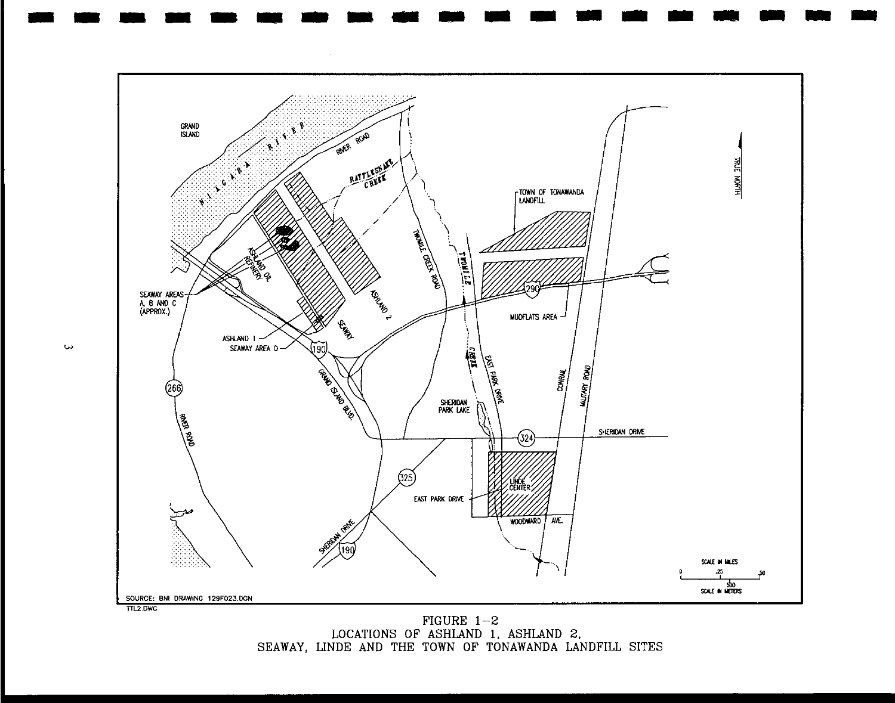GRAND ISLAND

NIAGARA RIVER

RIVER ROAD

RATTLESNAKE CREEK

ASHLAND OIL REFINERY

ASHLAND 2

SEAWAY

TWOMILE CREEK ROAD

TWOMILE CREEK

TOWN OF TONAWANDA LANDFILL

MUDFLATS AREA

290

SEAWAY AREAS A, B AND C (APPROX.)

ASHLAND 1

SEAWAY AREA D

190

GRAND ISLAND BLVD.

EAST PARK DRIVE

CONRAIL

MILITARY ROAD

SHERIDAN PARK LAKE

266

RIVER ROAD

324

SHERIDAN DRIVE

325

LINDE CENTER

EAST PARK DRIVE

WOODWARD AVE.

SHERIDAN DRIVE

190

TRUE NORTH

SCALE IN MILES

0 .25 .50

500

SCALE IN METERS

SOURCE: BNI DRAWING 129F023.DGN

TTL2.DWG

FIGURE 1-2
LOCATIONS OF ASHLAND 1, ASHLAND 2,
SEAWAY, LINDE AND THE TOWN OF TONAWANDA LANDFILL SITES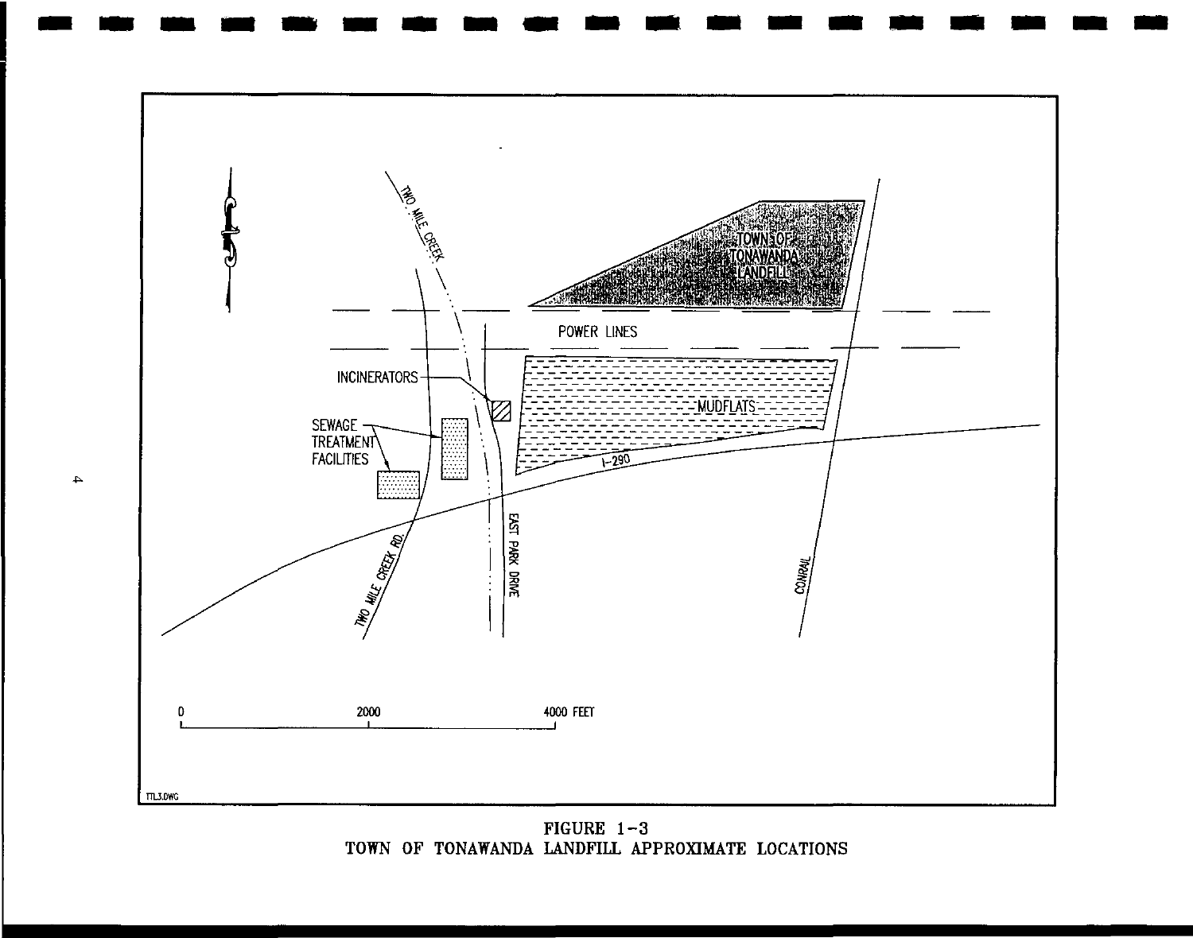TWO MILE CREEK

TOWN OF TONAWANDA LANDFILL

POWER LINES

INCINERATORS

SEWAGE TREATMENT FACILITIES

MUDFLATS

I-290

EAST PARK DRIVE

TWO MILE CREEK RD.

CONRAIL

0

2000

4000 FEET

TTL3.DWG

FIGURE 1-3
TOWN OF TONAWANDA LANDFILL APPROXIMATE LOCATIONS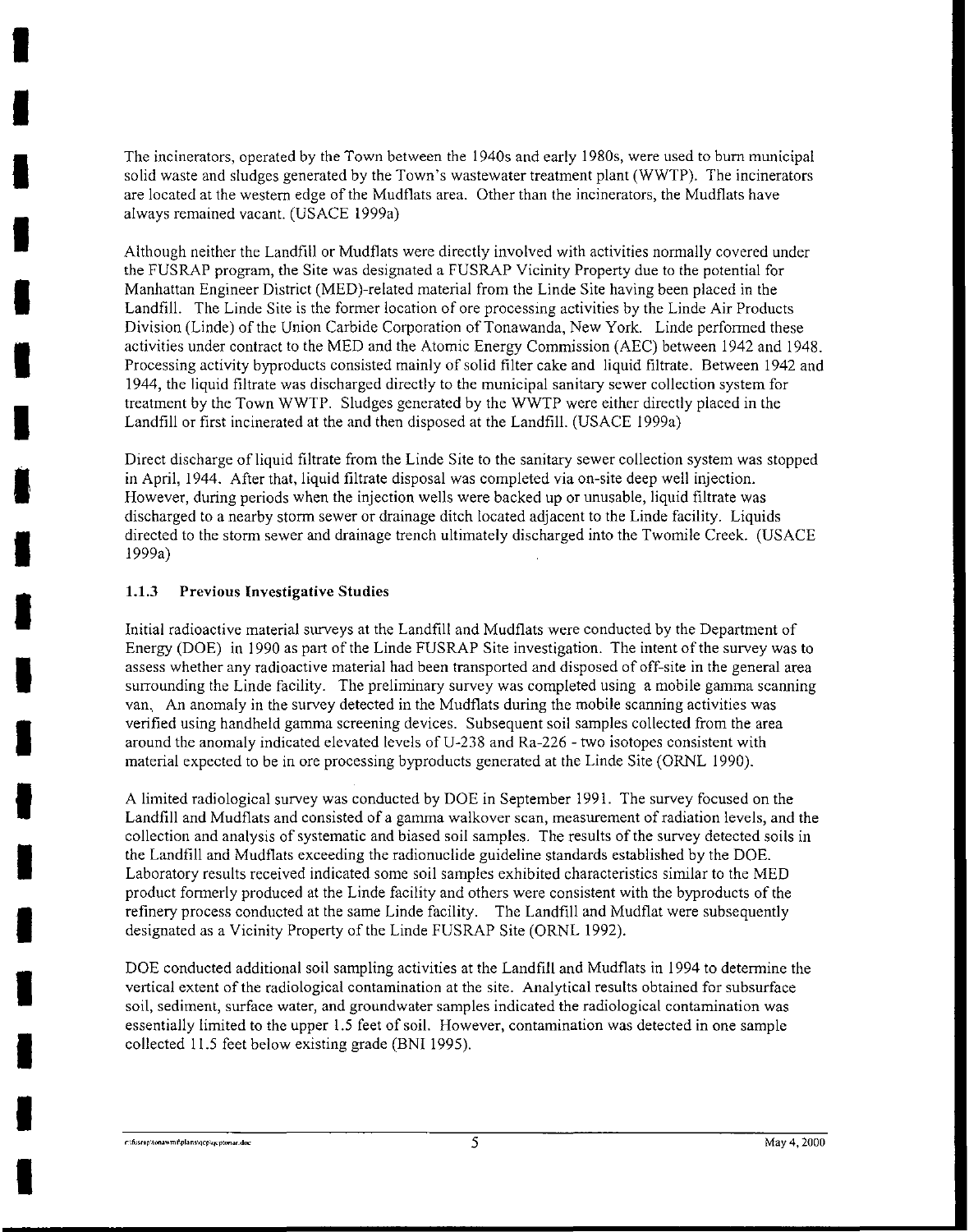The incinerators, operated by the Town between the 1940s and early 1980s, were used to burn municipal solid waste and sludges generated by the Town's wastewater treatment plant (WWTP). The incinerators are located at the western edge of the Mudflats area. Other than the incinerators, the Mudflats have always remained vacant. (USACE 1999a)

Although neither the Landfill or Mudflats were directly involved with activities normally covered under the FUSRAP program, the Site was designated a FUSRAP Vicinity Property due to the potential for Manhattan Engineer District (MED)-related material from the Linde Site having been placed in the Landfill. The Linde Site is the former location of ore processing activities by the Linde Air Products Division (Linde) of the Union Carbide Corporation of Tonawanda, New York. Linde performed these activities under contract to the MED and the Atomic Energy Commission (AEC) between 1942 and 1948. Processing activity byproducts consisted mainly of solid filter cake and liquid filtrate. Between 1942 and 1944, the liquid filtrate was discharged directly to the municipal sanitary sewer collection system for treatment by the Town WWTP. Sludges generated by the WWTP were either directly placed in the Landfill or first incinerated at the and then disposed at the Landfill. (USACE 1999a)

Direct discharge of liquid filtrate from the Linde Site to the sanitary sewer collection system was stopped in April, 1944. After that, liquid filtrate disposal was completed via on-site deep well injection. However, during periods when the injection wells were backed up or unusable, liquid filtrate was discharged to a nearby storm sewer or drainage ditch located adjacent to the Linde facility. Liquids directed to the storm sewer and drainage trench ultimately discharged into the Twomile Creek. (USACE 1999a)

### 1.1.3 Previous Investigative Studies

Initial radioactive material surveys at the Landfill and Mudflats were conducted by the Department of Energy (DOE) in 1990 as part of the Linde FUSRAP Site investigation. The intent of the survey was to assess whether any radioactive material had been transported and disposed of off-site in the general area surrounding the Linde facility. The preliminary survey was completed using a mobile gamma scanning van, An anomaly in the survey detected in the Mudflats during the mobile scanning activities was verified using handheld gamma screening devices. Subsequent soil samples collected from the area around the anomaly indicated elevated levels of U-238 and Ra-226 - two isotopes consistent with material expected to be in ore processing byproducts generated at the Linde Site (ORNL 1990).

A limited radiological survey was conducted by DOE in September 1991. The survey focused on the Landfill and Mudflats and consisted of a gamma walkover scan, measurement of radiation levels, and the collection and analysis of systematic and biased soil samples. The results of the survey detected soils in the Landfill and Mudflats exceeding the radionuclide guideline standards established by the DOE. Laboratory results received indicated some soil samples exhibited characteristics similar to the MED product formerly produced at the Linde facility and others were consistent with the byproducts of the refinery process conducted at the same Linde facility. The Landfill and Mudflat were subsequently designated as a Vicinity Property of the Linde FUSRAP Site (ORNL 1992).

DOE conducted additional soil sampling activities at the Landfill and Mudflats in 1994 to determine the vertical extent of the radiological contamination at the site. Analytical results obtained for subsurface soil, sediment, surface water, and groundwater samples indicated the radiological contamination was essentially limited to the upper 1.5 feet of soil. However, contamination was detected in one sample collected 11.5 feet below existing grade (BNI 1995).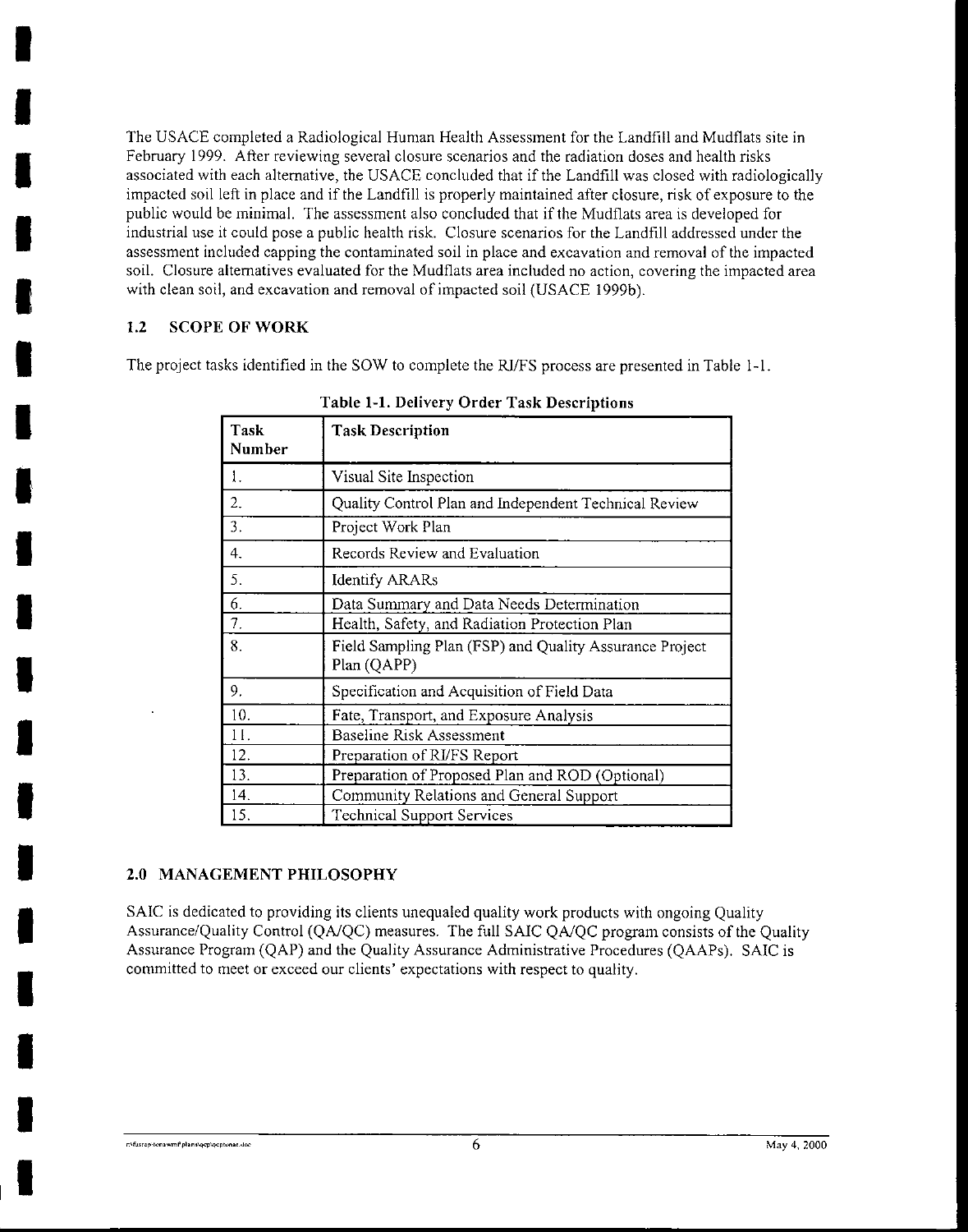The USACE completed a Radiological Human Health Assessment for the Landfill and Mudflats site in February 1999. After reviewing several closure scenarios and the radiation doses and health risks associated with each alternative, the USACE concluded that if the Landfill was closed with radiologically impacted soil left in place and if the Landfill is properly maintained after closure, risk of exposure to the public would be minimal. The assessment also concluded that if the Mudflats area is developed for industrial use it could pose a public health risk. Closure scenarios for the Landfill addressed under the assessment included capping the contaminated soil in place and excavation and removal of the impacted soil. Closure alternatives evaluated for the Mudflats area included no action, covering the impacted area with clean soil, and excavation and removal of impacted soil (USACE 1999b).

## 1.2 SCOPE OF WORK

The project tasks identified in the SOW to complete the RI/FS process are presented in Table 1-1.

**Table 1-1. Delivery Order Task Descriptions**

| Task Number | Task Description |
|---|---|
| 1. | Visual Site Inspection |
| 2. | Quality Control Plan and Independent Technical Review |
| 3. | Project Work Plan |
| 4. | Records Review and Evaluation |
| 5. | Identify ARARs |
| 6. | Data Summary and Data Needs Determination |
| 7. | Health, Safety, and Radiation Protection Plan |
| 8. | Field Sampling Plan (FSP) and Quality Assurance Project Plan (QAPP) |
| 9. | Specification and Acquisition of Field Data |
| 10. | Fate, Transport, and Exposure Analysis |
| 11. | Baseline Risk Assessment |
| 12. | Preparation of RI/FS Report |
| 13. | Preparation of Proposed Plan and ROD (Optional) |
| 14. | Community Relations and General Support |
| 15. | Technical Support Services |

# 2.0 MANAGEMENT PHILOSOPHY

SAIC is dedicated to providing its clients unequaled quality work products with ongoing Quality Assurance/Quality Control (QA/QC) measures. The full SAIC QA/QC program consists of the Quality Assurance Program (QAP) and the Quality Assurance Administrative Procedures (QAAPs). SAIC is committed to meet or exceed our clients' expectations with respect to quality.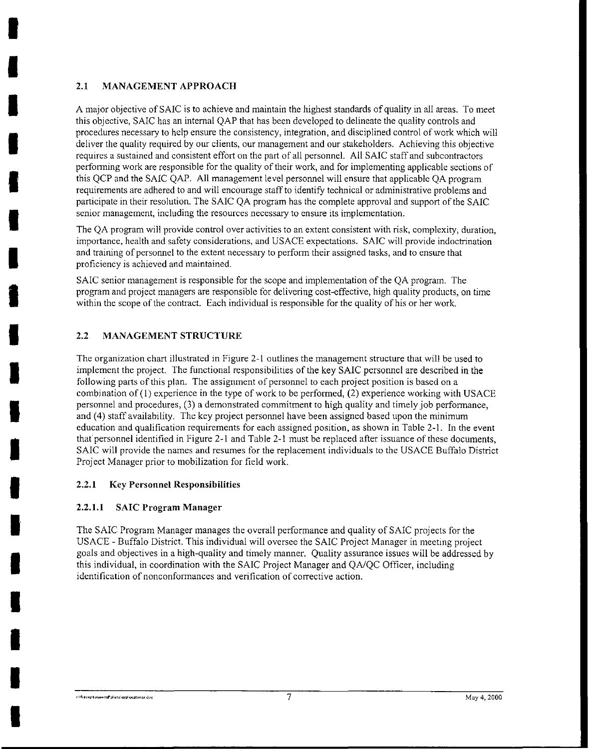## 2.1 MANAGEMENT APPROACH

A major objective of SAIC is to achieve and maintain the highest standards of quality in all areas. To meet this objective, SAIC has an internal QAP that has been developed to delineate the quality controls and procedures necessary to help ensure the consistency, integration, and disciplined control of work which will deliver the quality required by our clients, our management and our stakeholders. Achieving this objective requires a sustained and consistent effort on the part of all personnel. All SAIC staff and subcontractors performing work are responsible for the quality of their work, and for implementing applicable sections of this QCP and the SAIC QAP. All management level personnel will ensure that applicable QA program requirements are adhered to and will encourage staff to identify technical or administrative problems and participate in their resolution. The SAIC QA program has the complete approval and support of the SAIC senior management, including the resources necessary to ensure its implementation.

The QA program will provide control over activities to an extent consistent with risk, complexity, duration, importance, health and safety considerations, and USACE expectations. SAIC will provide indoctrination and training of personnel to the extent necessary to perform their assigned tasks, and to ensure that proficiency is achieved and maintained.

SAIC senior management is responsible for the scope and implementation of the QA program. The program and project managers are responsible for delivering cost-effective, high quality products, on time within the scope of the contract. Each individual is responsible for the quality of his or her work.

## 2.2 MANAGEMENT STRUCTURE

The organization chart illustrated in Figure 2-1 outlines the management structure that will be used to implement the project. The functional responsibilities of the key SAIC personnel are described in the following parts of this plan. The assignment of personnel to each project position is based on a combination of (1) experience in the type of work to be performed, (2) experience working with USACE personnel and procedures, (3) a demonstrated commitment to high quality and timely job performance, and (4) staff availability. The key project personnel have been assigned based upon the minimum education and qualification requirements for each assigned position, as shown in Table 2-1. In the event that personnel identified in Figure 2-1 and Table 2-1 must be replaced after issuance of these documents, SAIC will provide the names and resumes for the replacement individuals to the USACE Buffalo District Project Manager prior to mobilization for field work.

### 2.2.1 Key Personnel Responsibilities

#### 2.2.1.1 SAIC Program Manager

The SAIC Program Manager manages the overall performance and quality of SAIC projects for the USACE - Buffalo District. This individual will oversee the SAIC Project Manager in meeting project goals and objectives in a high-quality and timely manner. Quality assurance issues will be addressed by this individual, in coordination with the SAIC Project Manager and QA/QC Officer, including identification of nonconformances and verification of corrective action.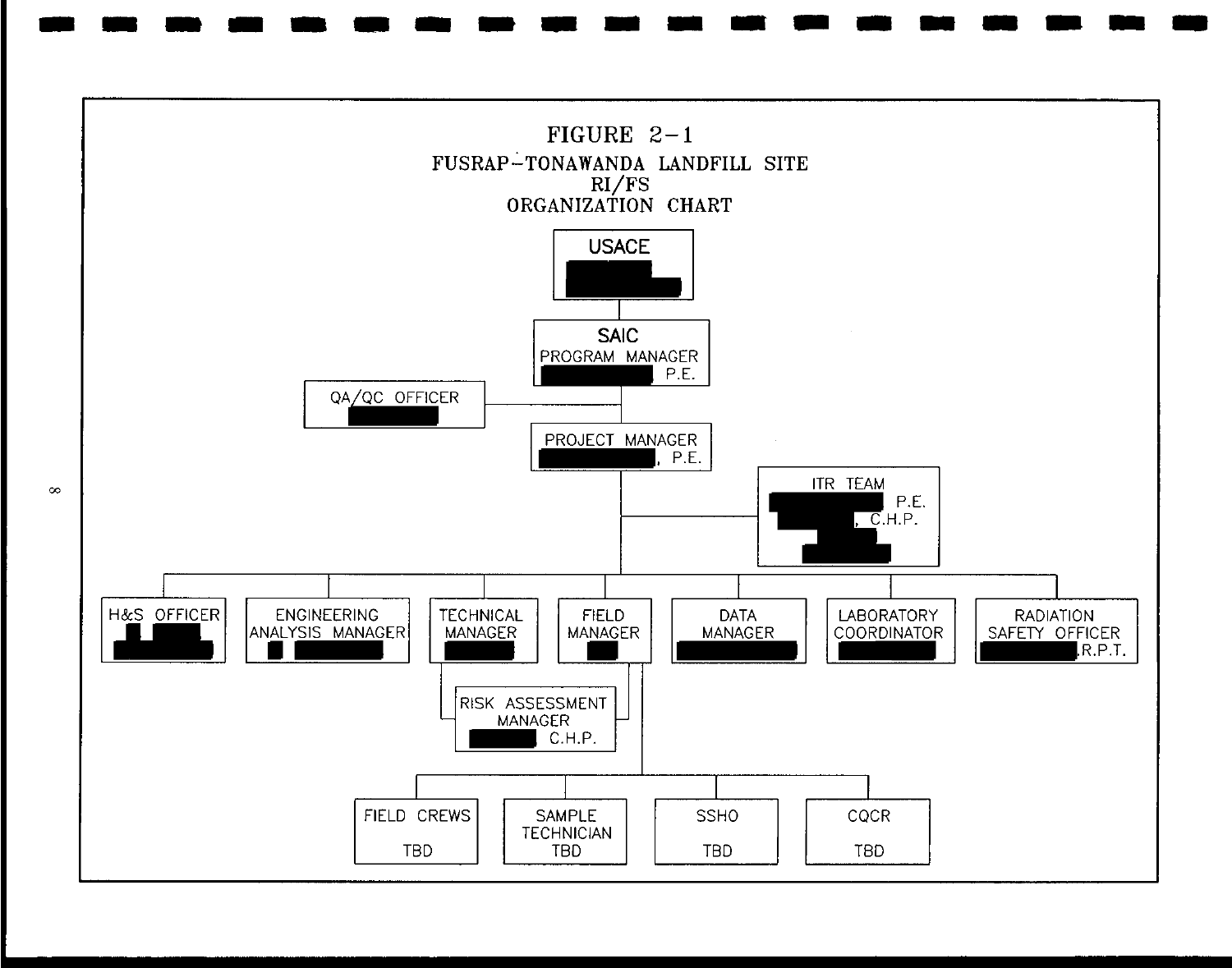FIGURE 2-1

FUSRAP-TONAWANDA LANDFILL SITE

RI/FS

ORGANIZATION CHART

USACE

SAIC

PROGRAM MANAGER

P.E.

QA/QC OFFICER

PROJECT MANAGER

, P.E.

ITR TEAM

P.E.

, C.H.P.

H&S OFFICER

ENGINEERING ANALYSIS MANAGER

TECHNICAL MANAGER

FIELD MANAGER

DATA MANAGER

LABORATORY COORDINATOR

RADIATION SAFETY OFFICER

.R.P.T.

RISK ASSESSMENT MANAGER

C.H.P.

FIELD CREWS

TBD

SAMPLE TECHNICIAN

TBD

SSHO

TBD

CQCR

TBD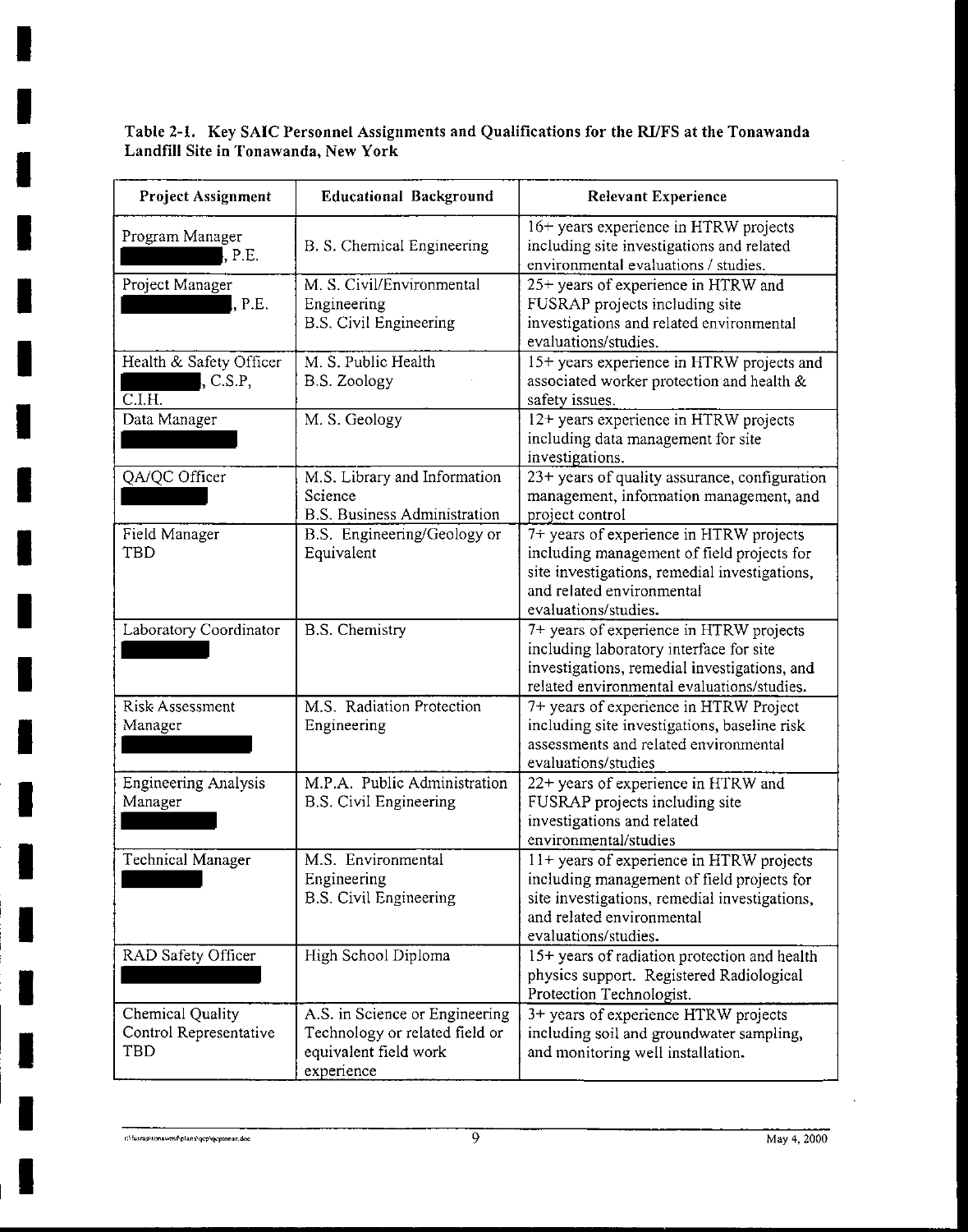**Table 2-1. Key SAIC Personnel Assignments and Qualifications for the RI/FS at the Tonawanda Landfill Site in Tonawanda, New York**

| Project Assignment | Educational Background | Relevant Experience |
|---|---|---|
| Program Manager ██████, P.E. | B. S. Chemical Engineering | 16+ years experience in HTRW projects including site investigations and related environmental evaluations / studies. |
| Project Manager ██████, P.E. | M. S. Civil/Environmental Engineering<br>B.S. Civil Engineering | 25+ years of experience in HTRW and FUSRAP projects including site investigations and related environmental evaluations/studies. |
| Health & Safety Officer ██████, C.S.P, C.I.H. | M. S. Public Health<br>B.S. Zoology | 15+ years experience in HTRW projects and associated worker protection and health & safety issues. |
| Data Manager ██████ | M. S. Geology | 12+ years experience in HTRW projects including data management for site investigations. |
| QA/QC Officer ██████ | M.S. Library and Information Science<br>B.S. Business Administration | 23+ years of quality assurance, configuration management, information management, and project control |
| Field Manager TBD | B.S. Engineering/Geology or Equivalent | 7+ years of experience in HTRW projects including management of field projects for site investigations, remedial investigations, and related environmental evaluations/studies. |
| Laboratory Coordinator ██████ | B.S. Chemistry | 7+ years of experience in HTRW projects including laboratory interface for site investigations, remedial investigations, and related environmental evaluations/studies. |
| Risk Assessment Manager ██████ | M.S. Radiation Protection Engineering | 7+ years of experience in HTRW Project including site investigations, baseline risk assessments and related environmental evaluations/studies |
| Engineering Analysis Manager ██████ | M.P.A. Public Administration<br>B.S. Civil Engineering | 22+ years of experience in HTRW and FUSRAP projects including site investigations and related environmental/studies |
| Technical Manager ██████ | M.S. Environmental Engineering<br>B.S. Civil Engineering | 11+ years of experience in HTRW projects including management of field projects for site investigations, remedial investigations, and related environmental evaluations/studies. |
| RAD Safety Officer ██████ | High School Diploma | 15+ years of radiation protection and health physics support. Registered Radiological Protection Technologist. |
| Chemical Quality Control Representative TBD | A.S. in Science or Engineering Technology or related field or equivalent field work experience | 3+ years of experience HTRW projects including soil and groundwater sampling, and monitoring well installation. |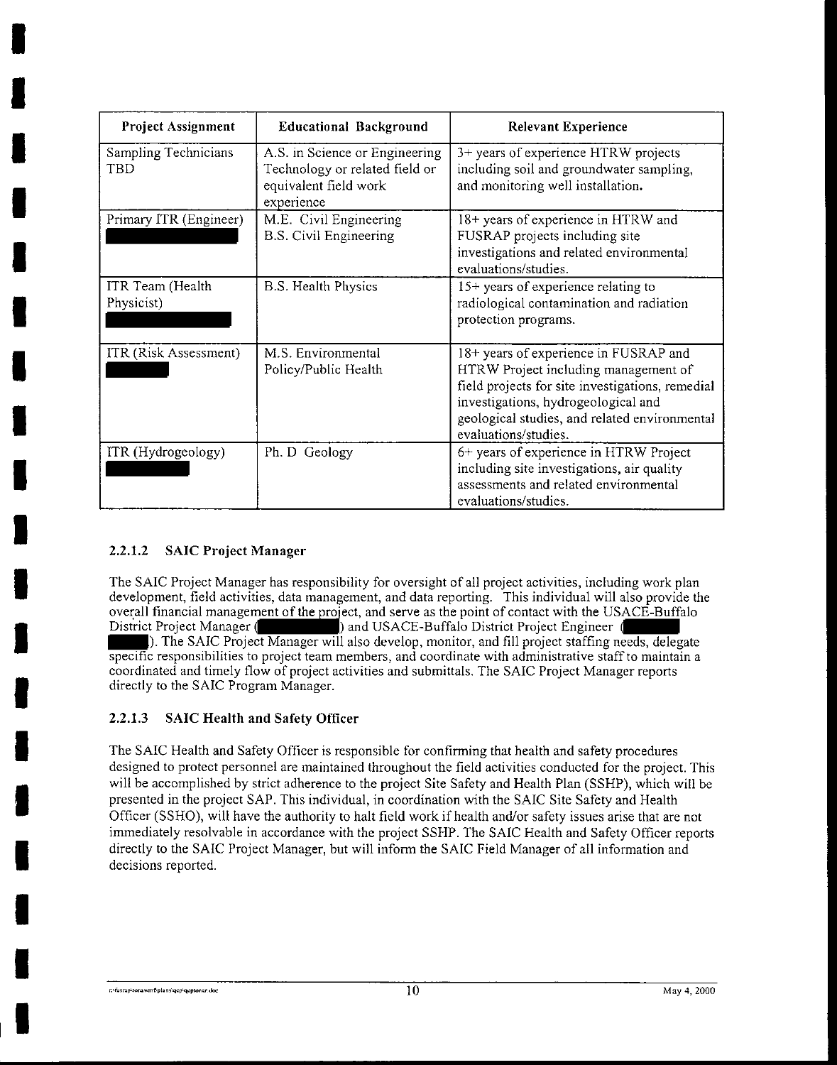| Project Assignment | Educational Background | Relevant Experience |
|---|---|---|
| Sampling Technicians TBD | A.S. in Science or Engineering Technology or related field or equivalent field work experience | 3+ years of experience HTRW projects including soil and groundwater sampling, and monitoring well installation. |
| Primary ITR (Engineer) | M.E. Civil Engineering B.S. Civil Engineering | 18+ years of experience in HTRW and FUSRAP projects including site investigations and related environmental evaluations/studies. |
| ITR Team (Health Physicist) | B.S. Health Physics | 15+ years of experience relating to radiological contamination and radiation protection programs. |
| ITR (Risk Assessment) | M.S. Environmental Policy/Public Health | 18+ years of experience in FUSRAP and HTRW Project including management of field projects for site investigations, remedial investigations, hydrogeological and geological studies, and related environmental evaluations/studies. |
| ITR (Hydrogeology) | Ph. D Geology | 6+ years of experience in HTRW Project including site investigations, air quality assessments and related environmental evaluations/studies. |

#### 2.2.1.2 SAIC Project Manager

The SAIC Project Manager has responsibility for oversight of all project activities, including work plan development, field activities, data management, and data reporting. This individual will also provide the overall financial management of the project, and serve as the point of contact with the USACE-Buffalo District Project Manager ( ) and USACE-Buffalo District Project Engineer ( ). The SAIC Project Manager will also develop, monitor, and fill project staffing needs, delegate specific responsibilities to project team members, and coordinate with administrative staff to maintain a coordinated and timely flow of project activities and submittals. The SAIC Project Manager reports directly to the SAIC Program Manager.

#### 2.2.1.3 SAIC Health and Safety Officer

The SAIC Health and Safety Officer is responsible for confirming that health and safety procedures designed to protect personnel are maintained throughout the field activities conducted for the project. This will be accomplished by strict adherence to the project Site Safety and Health Plan (SSHP), which will be presented in the project SAP. This individual, in coordination with the SAIC Site Safety and Health Officer (SSHO), will have the authority to halt field work if health and/or safety issues arise that are not immediately resolvable in accordance with the project SSHP. The SAIC Health and Safety Officer reports directly to the SAIC Project Manager, but will inform the SAIC Field Manager of all information and decisions reported.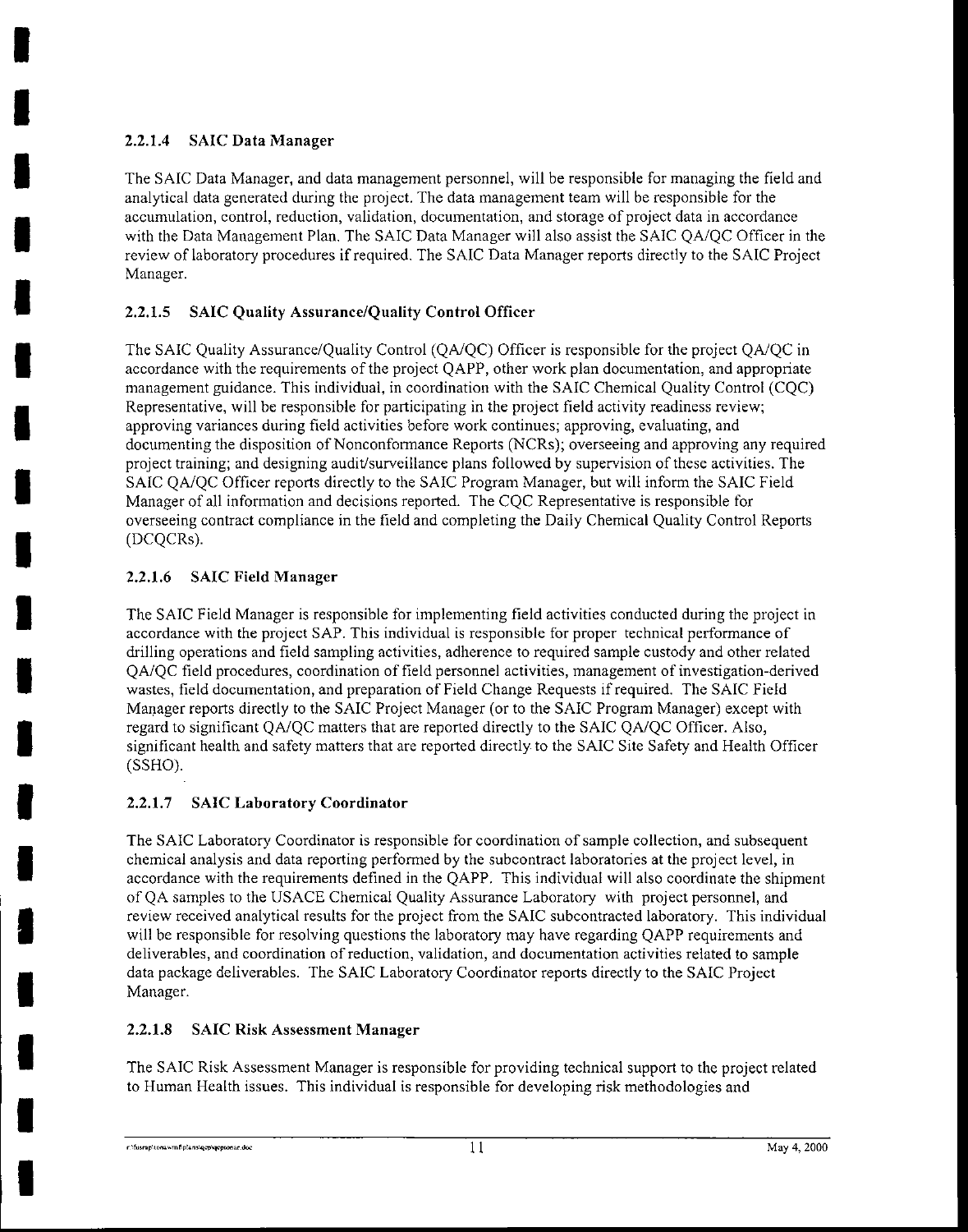#### 2.2.1.4 SAIC Data Manager

The SAIC Data Manager, and data management personnel, will be responsible for managing the field and analytical data generated during the project. The data management team will be responsible for the accumulation, control, reduction, validation, documentation, and storage of project data in accordance with the Data Management Plan. The SAIC Data Manager will also assist the SAIC QA/QC Officer in the review of laboratory procedures if required. The SAIC Data Manager reports directly to the SAIC Project Manager.

#### 2.2.1.5 SAIC Quality Assurance/Quality Control Officer

The SAIC Quality Assurance/Quality Control (QA/QC) Officer is responsible for the project QA/QC in accordance with the requirements of the project QAPP, other work plan documentation, and appropriate management guidance. This individual, in coordination with the SAIC Chemical Quality Control (CQC) Representative, will be responsible for participating in the project field activity readiness review; approving variances during field activities before work continues; approving, evaluating, and documenting the disposition of Nonconformance Reports (NCRs); overseeing and approving any required project training; and designing audit/surveillance plans followed by supervision of these activities. The SAIC QA/QC Officer reports directly to the SAIC Program Manager, but will inform the SAIC Field Manager of all information and decisions reported. The CQC Representative is responsible for overseeing contract compliance in the field and completing the Daily Chemical Quality Control Reports (DCQCRs).

#### 2.2.1.6 SAIC Field Manager

The SAIC Field Manager is responsible for implementing field activities conducted during the project in accordance with the project SAP. This individual is responsible for proper technical performance of drilling operations and field sampling activities, adherence to required sample custody and other related QA/QC field procedures, coordination of field personnel activities, management of investigation-derived wastes, field documentation, and preparation of Field Change Requests if required. The SAIC Field Manager reports directly to the SAIC Project Manager (or to the SAIC Program Manager) except with regard to significant QA/QC matters that are reported directly to the SAIC QA/QC Officer. Also, significant health and safety matters that are reported directly to the SAIC Site Safety and Health Officer (SSHO).

#### 2.2.1.7 SAIC Laboratory Coordinator

The SAIC Laboratory Coordinator is responsible for coordination of sample collection, and subsequent chemical analysis and data reporting performed by the subcontract laboratories at the project level, in accordance with the requirements defined in the QAPP. This individual will also coordinate the shipment of QA samples to the USACE Chemical Quality Assurance Laboratory with project personnel, and review received analytical results for the project from the SAIC subcontracted laboratory. This individual will be responsible for resolving questions the laboratory may have regarding QAPP requirements and deliverables, and coordination of reduction, validation, and documentation activities related to sample data package deliverables. The SAIC Laboratory Coordinator reports directly to the SAIC Project Manager.

#### 2.2.1.8 SAIC Risk Assessment Manager

The SAIC Risk Assessment Manager is responsible for providing technical support to the project related to Human Health issues. This individual is responsible for developing risk methodologies and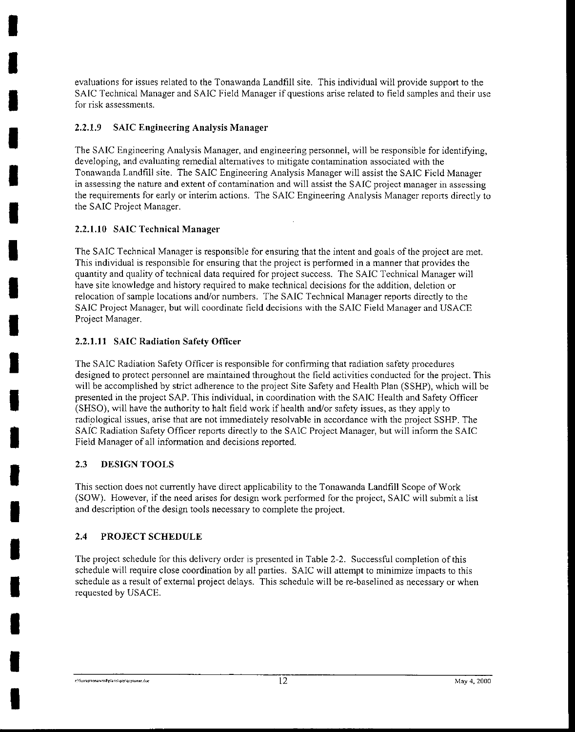evaluations for issues related to the Tonawanda Landfill site. This individual will provide support to the SAIC Technical Manager and SAIC Field Manager if questions arise related to field samples and their use for risk assessments.

#### 2.2.1.9 SAIC Engineering Analysis Manager

The SAIC Engineering Analysis Manager, and engineering personnel, will be responsible for identifying, developing, and evaluating remedial alternatives to mitigate contamination associated with the Tonawanda Landfill site. The SAIC Engineering Analysis Manager will assist the SAIC Field Manager in assessing the nature and extent of contamination and will assist the SAIC project manager in assessing the requirements for early or interim actions. The SAIC Engineering Analysis Manager reports directly to the SAIC Project Manager.

#### 2.2.1.10 SAIC Technical Manager

The SAIC Technical Manager is responsible for ensuring that the intent and goals of the project are met. This individual is responsible for ensuring that the project is performed in a manner that provides the quantity and quality of technical data required for project success. The SAIC Technical Manager will have site knowledge and history required to make technical decisions for the addition, deletion or relocation of sample locations and/or numbers. The SAIC Technical Manager reports directly to the SAIC Project Manager, but will coordinate field decisions with the SAIC Field Manager and USACE Project Manager.

#### 2.2.1.11 SAIC Radiation Safety Officer

The SAIC Radiation Safety Officer is responsible for confirming that radiation safety procedures designed to protect personnel are maintained throughout the field activities conducted for the project. This will be accomplished by strict adherence to the project Site Safety and Health Plan (SSHP), which will be presented in the project SAP. This individual, in coordination with the SAIC Health and Safety Officer (SHSO), will have the authority to halt field work if health and/or safety issues, as they apply to radiological issues, arise that are not immediately resolvable in accordance with the project SSHP. The SAIC Radiation Safety Officer reports directly to the SAIC Project Manager, but will inform the SAIC Field Manager of all information and decisions reported.

## 2.3 DESIGN TOOLS

This section does not currently have direct applicability to the Tonawanda Landfill Scope of Work (SOW). However, if the need arises for design work performed for the project, SAIC will submit a list and description of the design tools necessary to complete the project.

## 2.4 PROJECT SCHEDULE

The project schedule for this delivery order is presented in Table 2-2. Successful completion of this schedule will require close coordination by all parties. SAIC will attempt to minimize impacts to this schedule as a result of external project delays. This schedule will be re-baselined as necessary or when requested by USACE.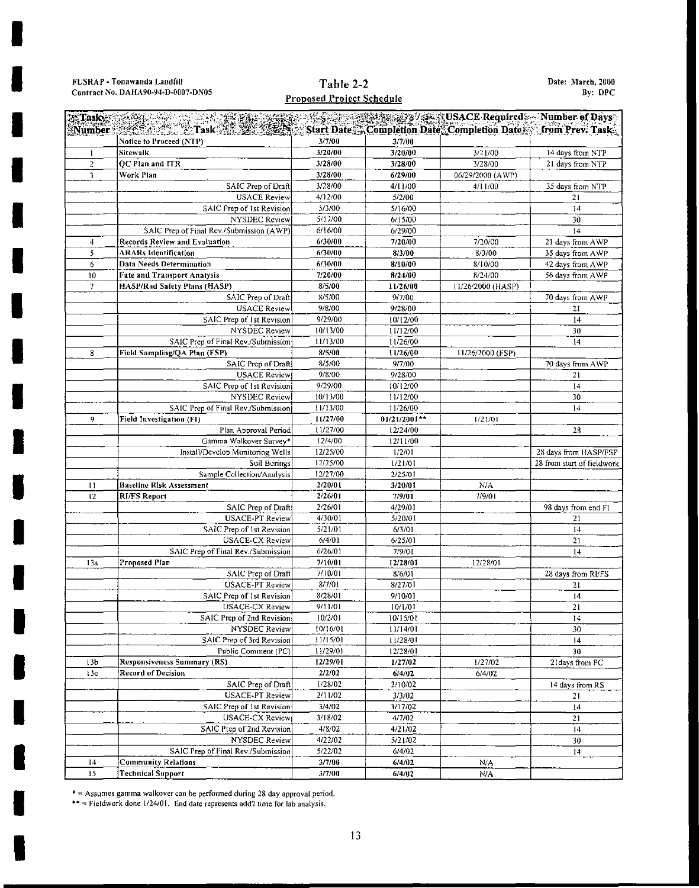FUSRAP - Tonawanda Landfill
Contract No. DAHA90-94-D-0007-DN05

Date: March, 2000
By: DPC

# Table 2-2
## Proposed Project Schedule

| Task Number | Task | Start Date | Completion Date | USACE Required Completion Date | Number of Days from Prev. Task |
|---|---|---|---|---|---|
| | Notice to Proceed (NTP) | **3/7/00** | **3/7/00** | | |
| 1 | **Sitewalk** | **3/20/00** | **3/20/00** | 3/21/00 | 14 days from NTP |
| 2 | **QC Plan and ITR** | **3/28/00** | **3/28/00** | 3/28/00 | 21 days from NTP |
| 3 | **Work Plan** | **3/28/00** | **6/29/00** | 06/29/2000 (AWP) | |
| | SAIC Prep of Draft | 3/28/00 | 4/11/00 | 4/11/00 | 35 days from NTP |
| | USACE Review | 4/12/00 | 5/2/00 | | 21 |
| | SAIC Prep of 1st Revision | 5/3/00 | 5/16/00 | | 14 |
| | NYSDEC Review | 5/17/00 | 6/15/00 | | 30 |
| | SAIC Prep of Final Rev./Submission (AWP) | 6/16/00 | 6/29/00 | | 14 |
| 4 | **Records Review and Evaluation** | **6/30/00** | **7/20/00** | 7/20/00 | 21 days from AWP |
| 5 | **ARARs Identification** | **6/30/00** | **8/3/00** | 8/3/00 | 35 days from AWP |
| 6 | **Data Needs Determination** | **6/30/00** | **8/10/00** | 8/10/00 | 42 days from AWP |
| 10 | **Fate and Transport Analysis** | **7/20/00** | **8/24/00** | 8/24/00 | 56 days from AWP |
| 7 | **HASP/Rad Safety Plans (HASP)** | **8/5/00** | **11/26/00** | 11/26/2000 (HASP) | |
| | SAIC Prep of Draft | 8/5/00 | 9/7/00 | | 70 days from AWP |
| | USACE Review | 9/8/00 | 9/28/00 | | 21 |
| | SAIC Prep of 1st Revision | 9/29/00 | 10/12/00 | | 14 |
| | NYSDEC Review | 10/13/00 | 11/12/00 | | 30 |
| | SAIC Prep of Final Rev./Submission | 11/13/00 | 11/26/00 | | 14 |
| 8 | **Field Sampling/QA Plan (FSP)** | **8/5/00** | **11/26/00** | 11/26/2000 (FSP) | |
| | SAIC Prep of Draft | 8/5/00 | 9/7/00 | | 70 days from AWP |
| | USACE Review | 9/8/00 | 9/28/00 | | 21 |
| | SAIC Prep of 1st Revision | 9/29/00 | 10/12/00 | | 14 |
| | NYSDEC Review | 10/13/00 | 11/12/00 | | 30 |
| | SAIC Prep of Final Rev./Submission | 11/13/00 | 11/26/00 | | 14 |
| 9 | **Field Investigation (FI)** | **11/27/00** | **01/21/2001**** | 1/21/01 | |
| | Plan Approval Period | 11/27/00 | 12/24/00 | | 28 |
| | Gamma Walkover Survey* | 12/4/00 | 12/11/00 | | |
| | Install/Develop Monitoring Wells | 12/25/00 | 1/2/01 | | 28 days from HASP/FSP |
| | Soil Borings | 12/25/00 | 1/21/01 | | 28 from start of fieldwork |
| | Sample Collection/Analysis | 12/27/00 | 2/25/01 | | |
| 11 | **Baseline Risk Assessment** | **2/20/01** | **3/20/01** | N/A | |
| 12 | **RI/FS Report** | **2/26/01** | **7/9/01** | 7/9/01 | |
| | SAIC Prep of Draft | 2/26/01 | 4/29/01 | | 98 days from end FI |
| | USACE-PT Review | 4/30/01 | 5/20/01 | | 21 |
| | SAIC Prep of 1st Revision | 5/21/01 | 6/3/01 | | 14 |
| | USACE-CX Review | 6/4/01 | 6/25/01 | | 21 |
| | SAIC Prep of Final Rev./Submission | 6/26/01 | 7/9/01 | | 14 |
| 13a | **Proposed Plan** | **7/10/01** | **12/28/01** | 12/28/01 | |
| | SAIC Prep of Draft | 7/10/01 | 8/6/01 | | 28 days from RI/FS |
| | USACE-PT Review | 8/7/01 | 8/27/01 | | 21 |
| | SAIC Prep of 1st Revision | 8/28/01 | 9/10/01 | | 14 |
| | USACE-CX Review | 9/11/01 | 10/1/01 | | 21 |
| | SAIC Prep of 2nd Revision | 10/2/01 | 10/15/01 | | 14 |
| | NYSDEC Review | 10/16/01 | 11/14/01 | | 30 |
| | SAIC Prep of 3rd Revision | 11/15/01 | 11/28/01 | | 14 |
| | Public Comment (PC) | 11/29/01 | 12/28/01 | | 30 |
| 13b | **Responsiveness Summary (RS)** | **12/29/01** | **1/27/02** | 1/27/02 | 21days from PC |
| 13c | **Record of Decision** | **2/2/02** | **6/4/02** | 6/4/02 | |
| | SAIC Prep of Draft | 1/28/02 | 2/10/02 | | 14 days from RS |
| | USACE-PT Review | 2/11/02 | 3/3/02 | | 21 |
| | SAIC Prep of 1st Revision | 3/4/02 | 3/17/02 | | 14 |
| | USACE-CX Review | 3/18/02 | 4/7/02 | | 21 |
| | SAIC Prep of 2nd Revision | 4/8/02 | 4/21/02 | | 14 |
| | NYSDEC Review | 4/22/02 | 5/21/02 | | 30 |
| | SAIC Prep of Final Rev./Submission | 5/22/02 | 6/4/02 | | 14 |
| 14 | **Community Relations** | **3/7/00** | **6/4/02** | N/A | |
| 15 | **Technical Support** | **3/7/00** | **6/4/02** | N/A | |

* = Assumes gamma walkover can be performed during 28 day approval period.
** = Fieldwork done 1/24/01. End date represents add'l time for lab analysis.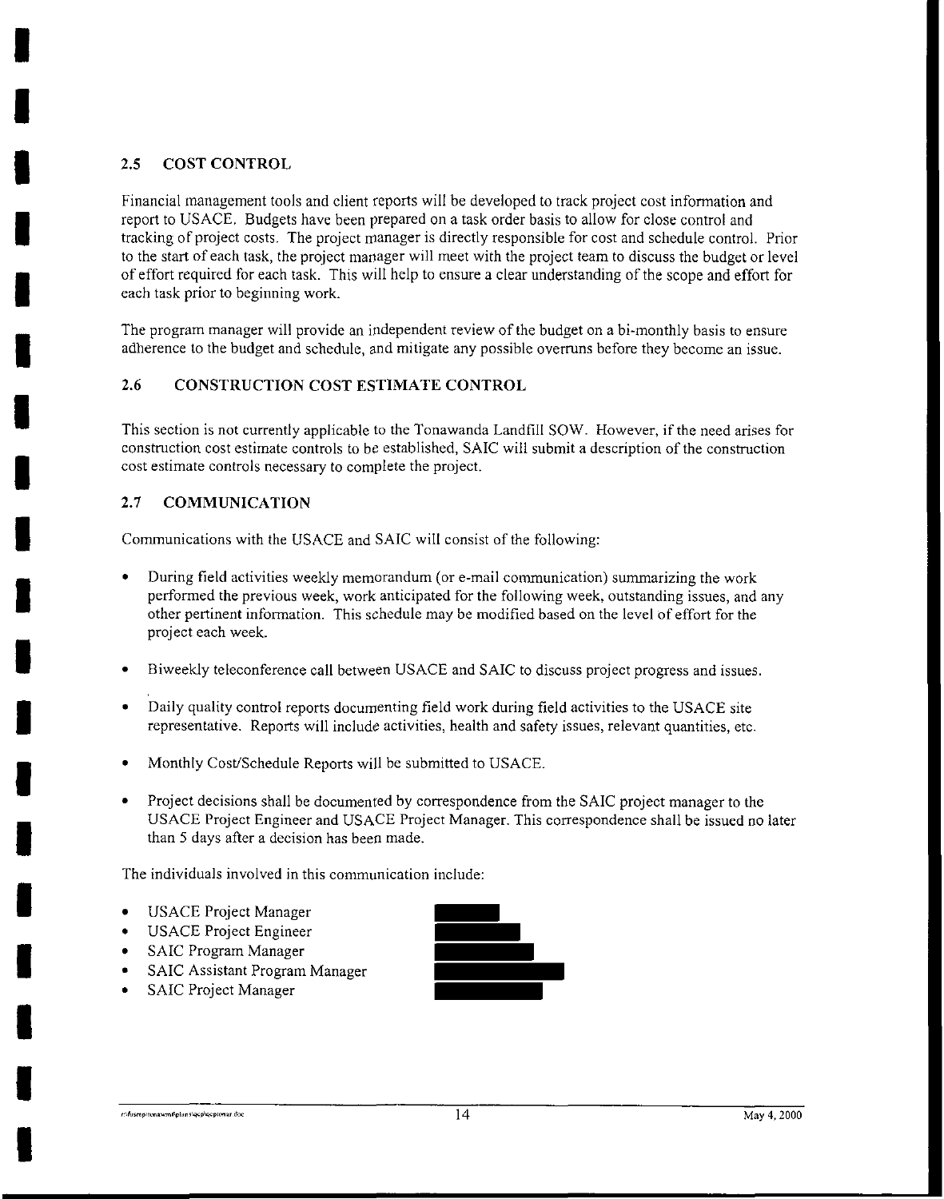## 2.5 COST CONTROL

Financial management tools and client reports will be developed to track project cost information and report to USACE. Budgets have been prepared on a task order basis to allow for close control and tracking of project costs. The project manager is directly responsible for cost and schedule control. Prior to the start of each task, the project manager will meet with the project team to discuss the budget or level of effort required for each task. This will help to ensure a clear understanding of the scope and effort for each task prior to beginning work.

The program manager will provide an independent review of the budget on a bi-monthly basis to ensure adherence to the budget and schedule, and mitigate any possible overruns before they become an issue.

## 2.6 CONSTRUCTION COST ESTIMATE CONTROL

This section is not currently applicable to the Tonawanda Landfill SOW. However, if the need arises for construction cost estimate controls to be established, SAIC will submit a description of the construction cost estimate controls necessary to complete the project.

## 2.7 COMMUNICATION

Communications with the USACE and SAIC will consist of the following:

- During field activities weekly memorandum (or e-mail communication) summarizing the work performed the previous week, work anticipated for the following week, outstanding issues, and any other pertinent information. This schedule may be modified based on the level of effort for the project each week.
- Biweekly teleconference call between USACE and SAIC to discuss project progress and issues.
- Daily quality control reports documenting field work during field activities to the USACE site representative. Reports will include activities, health and safety issues, relevant quantities, etc.
- Monthly Cost/Schedule Reports will be submitted to USACE.
- Project decisions shall be documented by correspondence from the SAIC project manager to the USACE Project Engineer and USACE Project Manager. This correspondence shall be issued no later than 5 days after a decision has been made.

The individuals involved in this communication include:

- USACE Project Manager [REDACTED]
- USACE Project Engineer [REDACTED]
- SAIC Program Manager [REDACTED]
- SAIC Assistant Program Manager [REDACTED]
- SAIC Project Manager [REDACTED]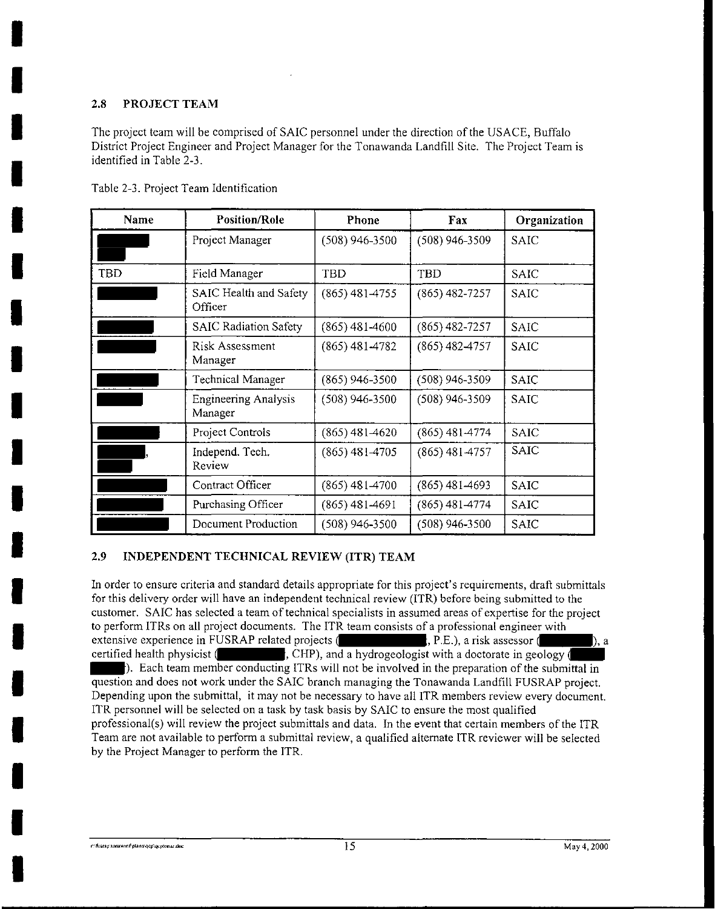## 2.8 PROJECT TEAM

The project team will be comprised of SAIC personnel under the direction of the USACE, Buffalo District Project Engineer and Project Manager for the Tonawanda Landfill Site. The Project Team is identified in Table 2-3.

Table 2-3. Project Team Identification

| Name | Position/Role | Phone | Fax | Organization |
|---|---|---|---|---|
| | Project Manager | (508) 946-3500 | (508) 946-3509 | SAIC |
| TBD | Field Manager | TBD | TBD | SAIC |
| | SAIC Health and Safety Officer | (865) 481-4755 | (865) 482-7257 | SAIC |
| | SAIC Radiation Safety | (865) 481-4600 | (865) 482-7257 | SAIC |
| | Risk Assessment Manager | (865) 481-4782 | (865) 482-4757 | SAIC |
| | Technical Manager | (865) 946-3500 | (508) 946-3509 | SAIC |
| | Engineering Analysis Manager | (508) 946-3500 | (508) 946-3509 | SAIC |
| | Project Controls | (865) 481-4620 | (865) 481-4774 | SAIC |
| , | Independ. Tech. Review | (865) 481-4705 | (865) 481-4757 | SAIC |
| | Contract Officer | (865) 481-4700 | (865) 481-4693 | SAIC |
| | Purchasing Officer | (865) 481-4691 | (865) 481-4774 | SAIC |
| | Document Production | (508) 946-3500 | (508) 946-3500 | SAIC |

## 2.9 INDEPENDENT TECHNICAL REVIEW (ITR) TEAM

In order to ensure criteria and standard details appropriate for this project's requirements, draft submittals for this delivery order will have an independent technical review (ITR) before being submitted to the customer. SAIC has selected a team of technical specialists in assumed areas of expertise for the project to perform ITRs on all project documents. The ITR team consists of a professional engineer with extensive experience in FUSRAP related projects ( , P.E.), a risk assessor ( ), a certified health physicist ( , CHP), and a hydrogeologist with a doctorate in geology ( ). Each team member conducting ITRs will not be involved in the preparation of the submittal in question and does not work under the SAIC branch managing the Tonawanda Landfill FUSRAP project. Depending upon the submittal, it may not be necessary to have all ITR members review every document. ITR personnel will be selected on a task by task basis by SAIC to ensure the most qualified professional(s) will review the project submittals and data. In the event that certain members of the ITR Team are not available to perform a submittal review, a qualified alternate ITR reviewer will be selected by the Project Manager to perform the ITR.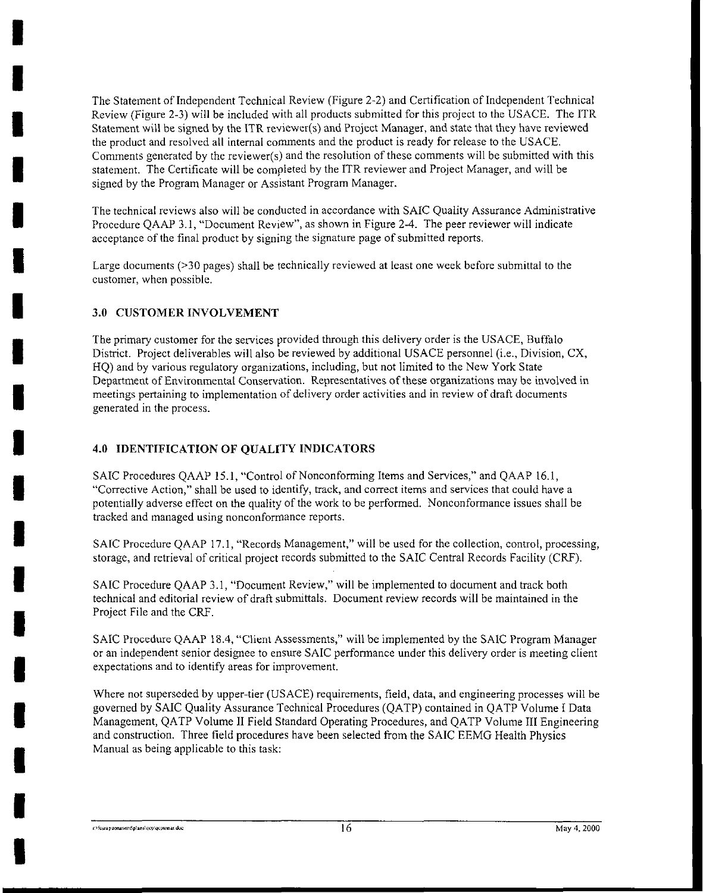The Statement of Independent Technical Review (Figure 2-2) and Certification of Independent Technical Review (Figure 2-3) will be included with all products submitted for this project to the USACE. The ITR Statement will be signed by the ITR reviewer(s) and Project Manager, and state that they have reviewed the product and resolved all internal comments and the product is ready for release to the USACE. Comments generated by the reviewer(s) and the resolution of these comments will be submitted with this statement. The Certificate will be completed by the ITR reviewer and Project Manager, and will be signed by the Program Manager or Assistant Program Manager.

The technical reviews also will be conducted in accordance with SAIC Quality Assurance Administrative Procedure QAAP 3.1, "Document Review", as shown in Figure 2-4. The peer reviewer will indicate acceptance of the final product by signing the signature page of submitted reports.

Large documents (>30 pages) shall be technically reviewed at least one week before submittal to the customer, when possible.

## 3.0 CUSTOMER INVOLVEMENT

The primary customer for the services provided through this delivery order is the USACE, Buffalo District. Project deliverables will also be reviewed by additional USACE personnel (i.e., Division, CX, HQ) and by various regulatory organizations, including, but not limited to the New York State Department of Environmental Conservation. Representatives of these organizations may be involved in meetings pertaining to implementation of delivery order activities and in review of draft documents generated in the process.

## 4.0 IDENTIFICATION OF QUALITY INDICATORS

SAIC Procedures QAAP 15.1, "Control of Nonconforming Items and Services," and QAAP 16.1, "Corrective Action," shall be used to identify, track, and correct items and services that could have a potentially adverse effect on the quality of the work to be performed. Nonconformance issues shall be tracked and managed using nonconformance reports.

SAIC Procedure QAAP 17.1, "Records Management," will be used for the collection, control, processing, storage, and retrieval of critical project records submitted to the SAIC Central Records Facility (CRF).

SAIC Procedure QAAP 3.1, "Document Review," will be implemented to document and track both technical and editorial review of draft submittals. Document review records will be maintained in the Project File and the CRF.

SAIC Procedure QAAP 18.4, "Client Assessments," will be implemented by the SAIC Program Manager or an independent senior designee to ensure SAIC performance under this delivery order is meeting client expectations and to identify areas for improvement.

Where not superseded by upper-tier (USACE) requirements, field, data, and engineering processes will be governed by SAIC Quality Assurance Technical Procedures (QATP) contained in QATP Volume I Data Management, QATP Volume II Field Standard Operating Procedures, and QATP Volume III Engineering and construction. Three field procedures have been selected from the SAIC EEMG Health Physics Manual as being applicable to this task: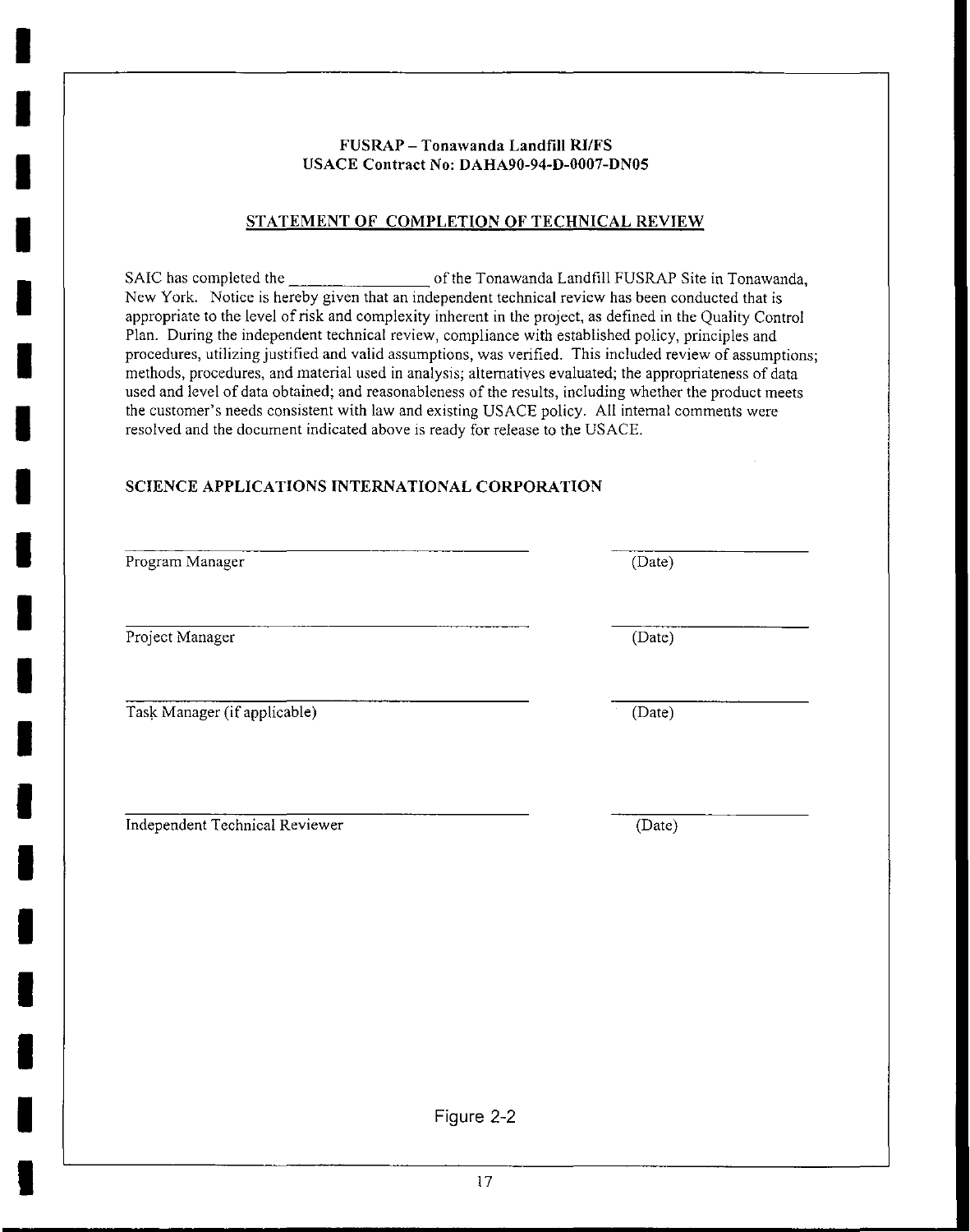**FUSRAP – Tonawanda Landfill RI/FS**
**USACE Contract No: DAHA90-94-D-0007-DN05**

## STATEMENT OF COMPLETION OF TECHNICAL REVIEW

SAIC has completed the ________________ of the Tonawanda Landfill FUSRAP Site in Tonawanda, New York. Notice is hereby given that an independent technical review has been conducted that is appropriate to the level of risk and complexity inherent in the project, as defined in the Quality Control Plan. During the independent technical review, compliance with established policy, principles and procedures, utilizing justified and valid assumptions, was verified. This included review of assumptions; methods, procedures, and material used in analysis; alternatives evaluated; the appropriateness of data used and level of data obtained; and reasonableness of the results, including whether the product meets the customer's needs consistent with law and existing USACE policy. All internal comments were resolved and the document indicated above is ready for release to the USACE.

**SCIENCE APPLICATIONS INTERNATIONAL CORPORATION**

________________________________________ ____________________
Program Manager (Date)

________________________________________ ____________________
Project Manager (Date)

________________________________________ ____________________
Task Manager (if applicable) (Date)

________________________________________ ____________________
Independent Technical Reviewer (Date)

Figure 2-2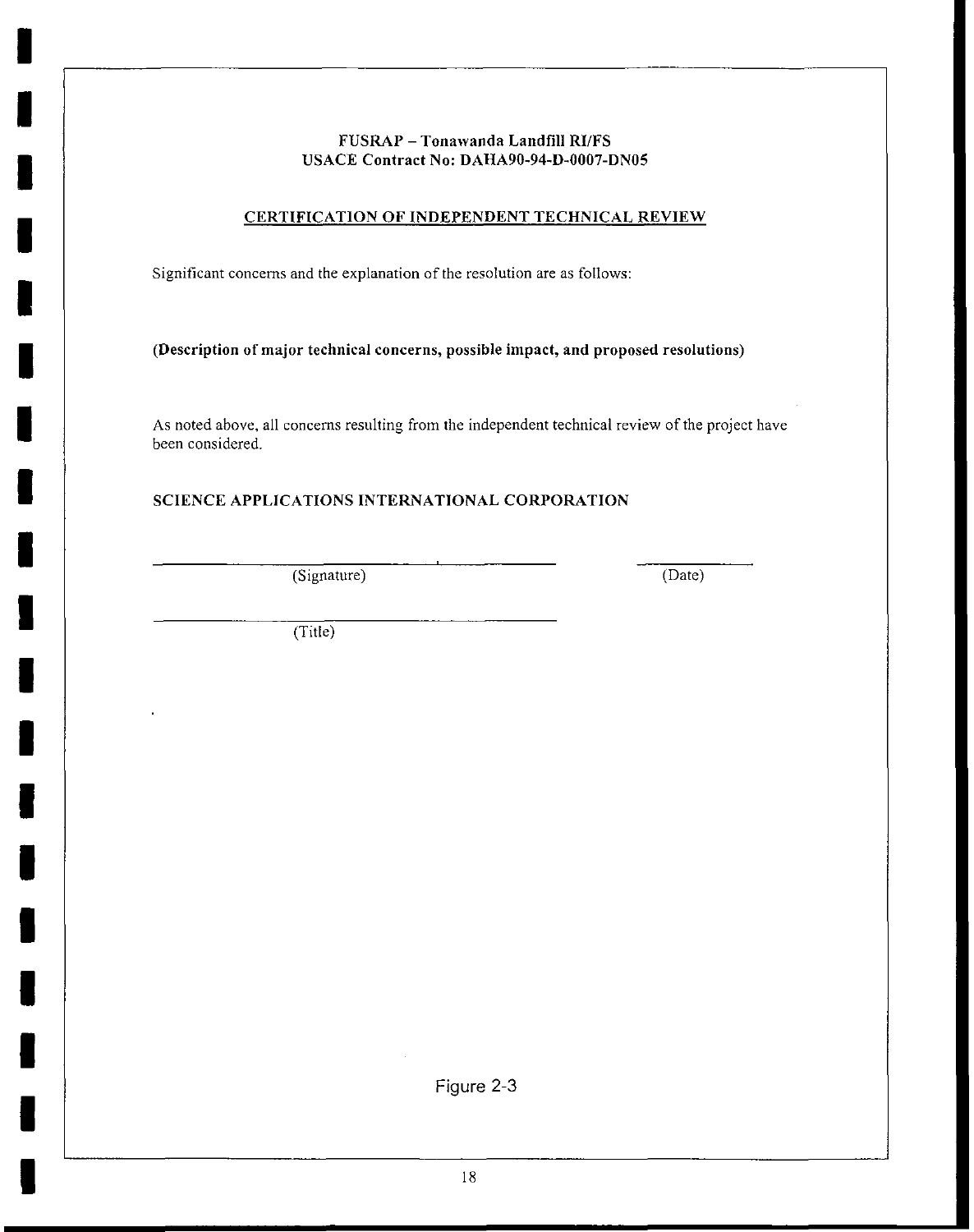FUSRAP – Tonawanda Landfill RI/FS
USACE Contract No: DAHA90-94-D-0007-DN05

## CERTIFICATION OF INDEPENDENT TECHNICAL REVIEW

Significant concerns and the explanation of the resolution are as follows:

**(Description of major technical concerns, possible impact, and proposed resolutions)**

As noted above, all concerns resulting from the independent technical review of the project have been considered.

**SCIENCE APPLICATIONS INTERNATIONAL CORPORATION**

\_\_\_\_\_\_\_\_\_\_\_\_\_\_\_\_\_\_\_\_\_\_\_\_\_\_\_\_\_\_\_\_\_\_\_\_\_\_ \_\_\_\_\_\_\_\_\_\_\_\_
(Signature) (Date)

\_\_\_\_\_\_\_\_\_\_\_\_\_\_\_\_\_\_\_\_\_\_\_\_\_\_\_\_\_\_\_\_\_\_\_\_\_\_
(Title)

Figure 2-3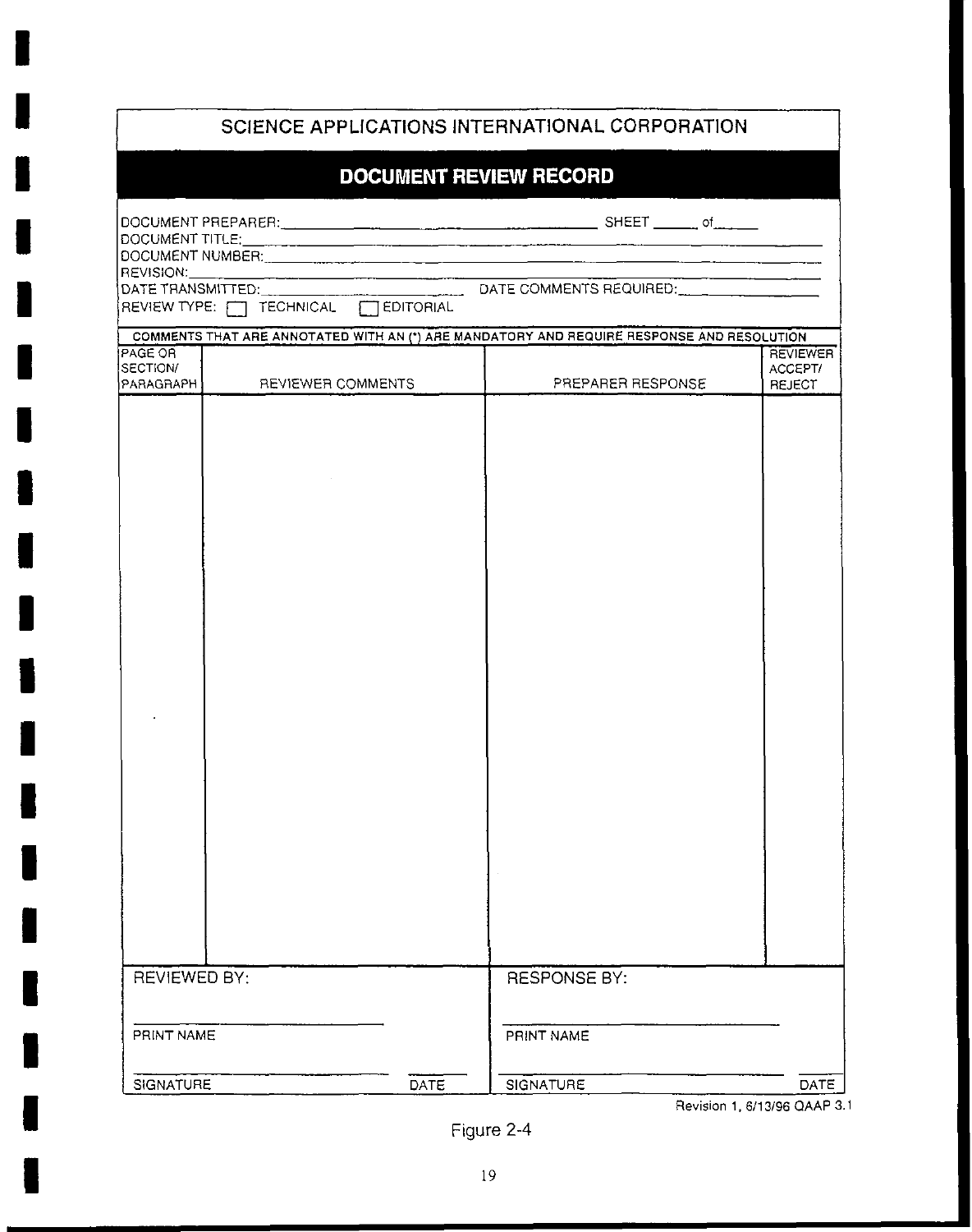SCIENCE APPLICATIONS INTERNATIONAL CORPORATION

## DOCUMENT REVIEW RECORD

DOCUMENT PREPARER: ______________________ SHEET _____ of _____

DOCUMENT TITLE: ______________________

DOCUMENT NUMBER: ______________________

REVISION: ______________________

DATE TRANSMITTED: ______________ DATE COMMENTS REQUIRED: ______________

REVIEW TYPE: ☐ TECHNICAL ☐ EDITORIAL

**COMMENTS THAT ARE ANNOTATED WITH AN (*) ARE MANDATORY AND REQUIRE RESPONSE AND RESOLUTION**

| PAGE OR SECTION/ PARAGRAPH | REVIEWER COMMENTS | PREPARER RESPONSE | REVIEWER ACCEPT/ REJECT |
|---|---|---|---|
| | | | |

| REVIEWED BY: | | RESPONSE BY: | |
|---|---|---|---|
| PRINT NAME | | PRINT NAME | |
| SIGNATURE | DATE | SIGNATURE | DATE |

Revision 1, 6/13/96 QAAP 3.1

Figure 2-4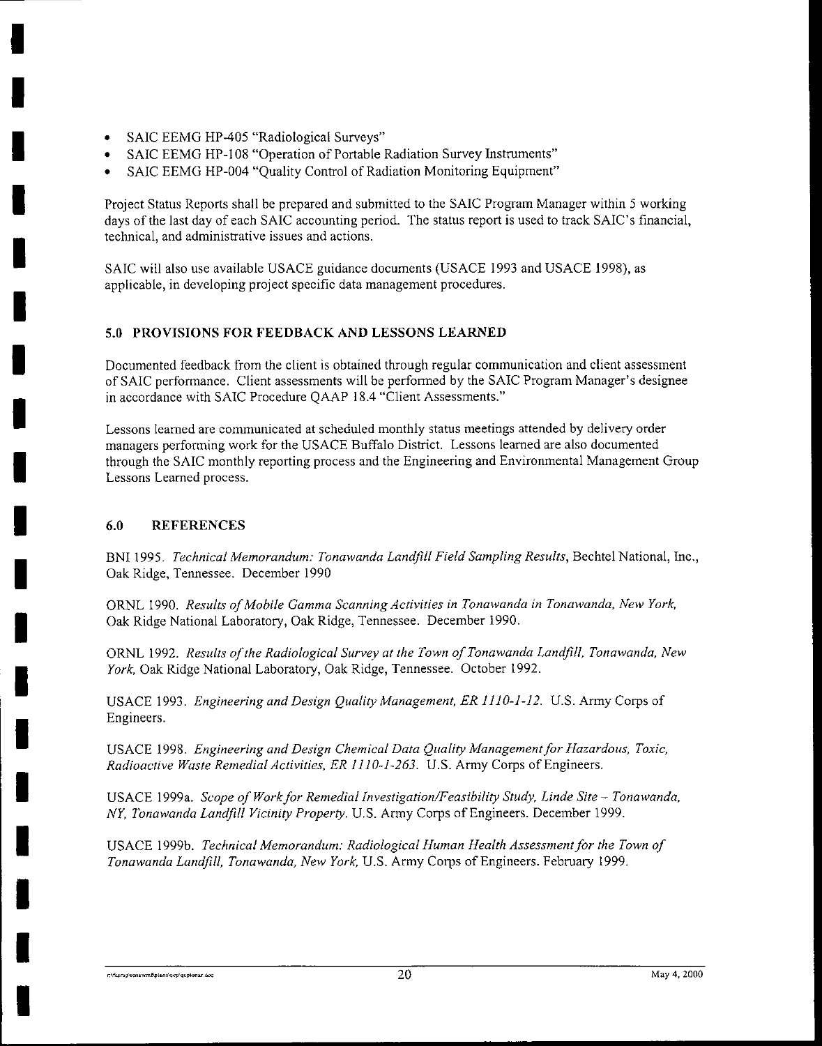- SAIC EEMG HP-405 "Radiological Surveys"
- SAIC EEMG HP-108 "Operation of Portable Radiation Survey Instruments"
- SAIC EEMG HP-004 "Quality Control of Radiation Monitoring Equipment"

Project Status Reports shall be prepared and submitted to the SAIC Program Manager within 5 working days of the last day of each SAIC accounting period. The status report is used to track SAIC's financial, technical, and administrative issues and actions.

SAIC will also use available USACE guidance documents (USACE 1993 and USACE 1998), as applicable, in developing project specific data management procedures.

## 5.0 PROVISIONS FOR FEEDBACK AND LESSONS LEARNED

Documented feedback from the client is obtained through regular communication and client assessment of SAIC performance. Client assessments will be performed by the SAIC Program Manager's designee in accordance with SAIC Procedure QAAP 18.4 "Client Assessments."

Lessons learned are communicated at scheduled monthly status meetings attended by delivery order managers performing work for the USACE Buffalo District. Lessons learned are also documented through the SAIC monthly reporting process and the Engineering and Environmental Management Group Lessons Learned process.

## 6.0 REFERENCES

BNI 1995. *Technical Memorandum: Tonawanda Landfill Field Sampling Results*, Bechtel National, Inc., Oak Ridge, Tennessee. December 1990

ORNL 1990. *Results of Mobile Gamma Scanning Activities in Tonawanda in Tonawanda, New York*, Oak Ridge National Laboratory, Oak Ridge, Tennessee. December 1990.

ORNL 1992. *Results of the Radiological Survey at the Town of Tonawanda Landfill, Tonawanda, New York*, Oak Ridge National Laboratory, Oak Ridge, Tennessee. October 1992.

USACE 1993. *Engineering and Design Quality Management, ER 1110-1-12*. U.S. Army Corps of Engineers.

USACE 1998. *Engineering and Design Chemical Data Quality Management for Hazardous, Toxic, Radioactive Waste Remedial Activities, ER 1110-1-263*. U.S. Army Corps of Engineers.

USACE 1999a. *Scope of Work for Remedial Investigation/Feasibility Study, Linde Site – Tonawanda, NY, Tonawanda Landfill Vicinity Property*. U.S. Army Corps of Engineers. December 1999.

USACE 1999b. *Technical Memorandum: Radiological Human Health Assessment for the Town of Tonawanda Landfill, Tonawanda, New York*, U.S. Army Corps of Engineers. February 1999.